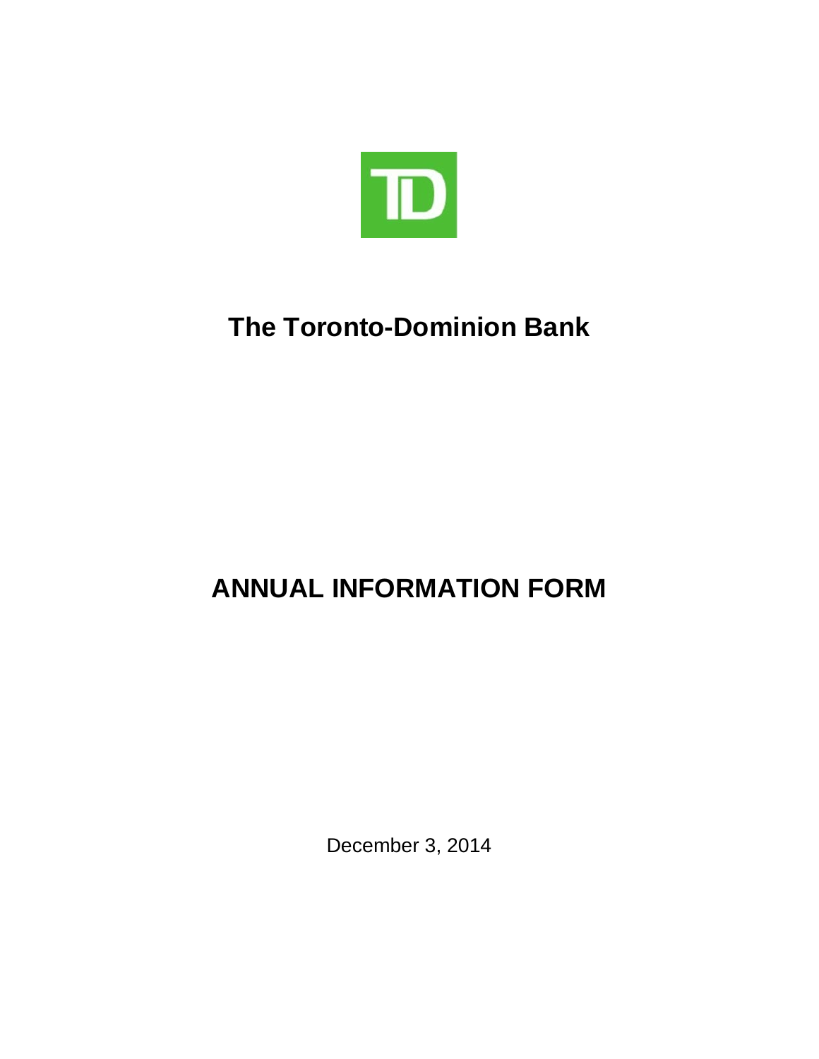# The Toronto-Dominion Bank

# ANNUAL INFORMATION FORM

December 3, 2014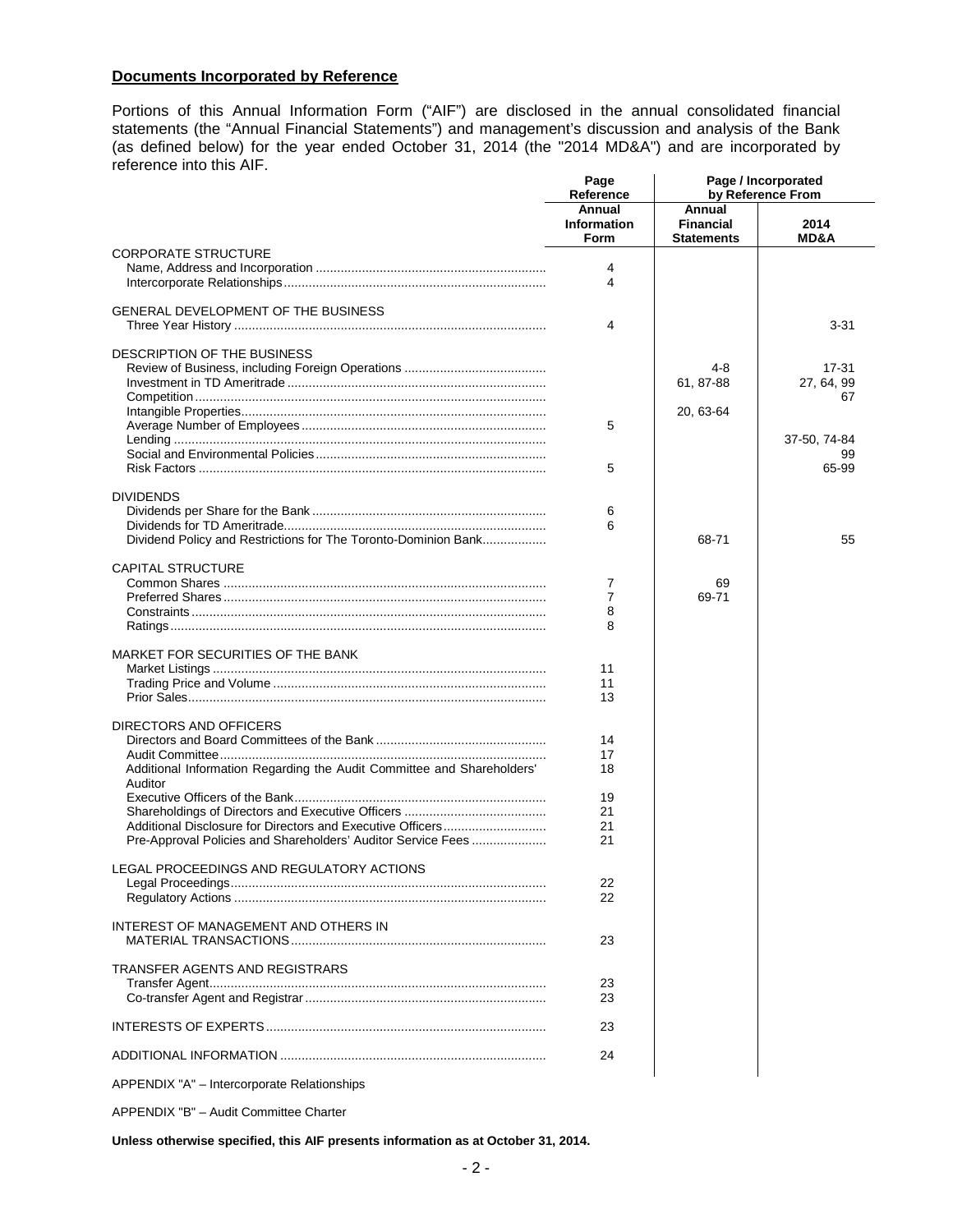## Documents Incorporated by Reference

Portions of this Annual Information Form ("AIF") are disclosed in the annual consolidated financial statements (the "Annual Financial Statements") and management's discussion and analysis of the Bank (as defined below) for the year ended October 31, 2014 (the "2014 MD&A") and are incorporated by reference into this AIF.

| | Page Reference | Page / Incorporated by Reference From | |
|---|---|---|---|
| | Annual Information Form | Annual Financial Statements | 2014 MD&A |
| CORPORATE STRUCTURE | | | |
| Name, Address and Incorporation | 4 | | |
| Intercorporate Relationships | 4 | | |
| GENERAL DEVELOPMENT OF THE BUSINESS | | | |
| Three Year History | 4 | | 3-31 |
| DESCRIPTION OF THE BUSINESS | | | |
| Review of Business, including Foreign Operations | | 4-8 | 17-31 |
| Investment in TD Ameritrade | | 61, 87-88 | 27, 64, 99 |
| Competition | | | 67 |
| Intangible Properties | | 20, 63-64 | |
| Average Number of Employees | 5 | | |
| Lending | | | 37-50, 74-84 |
| Social and Environmental Policies | | | 99 |
| Risk Factors | 5 | | 65-99 |
| DIVIDENDS | | | |
| Dividends per Share for the Bank | 6 | | |
| Dividends for TD Ameritrade | 6 | | |
| Dividend Policy and Restrictions for The Toronto-Dominion Bank | | 68-71 | 55 |
| CAPITAL STRUCTURE | | | |
| Common Shares | 7 | 69 | |
| Preferred Shares | 7 | 69-71 | |
| Constraints | 8 | | |
| Ratings | 8 | | |
| MARKET FOR SECURITIES OF THE BANK | | | |
| Market Listings | 11 | | |
| Trading Price and Volume | 11 | | |
| Prior Sales | 13 | | |
| DIRECTORS AND OFFICERS | | | |
| Directors and Board Committees of the Bank | 14 | | |
| Audit Committee | 17 | | |
| Additional Information Regarding the Audit Committee and Shareholders' Auditor | 18 | | |
| Executive Officers of the Bank | 19 | | |
| Shareholdings of Directors and Executive Officers | 21 | | |
| Additional Disclosure for Directors and Executive Officers | 21 | | |
| Pre-Approval Policies and Shareholders' Auditor Service Fees | 21 | | |
| LEGAL PROCEEDINGS AND REGULATORY ACTIONS | | | |
| Legal Proceedings | 22 | | |
| Regulatory Actions | 22 | | |
| INTEREST OF MANAGEMENT AND OTHERS IN MATERIAL TRANSACTIONS | 23 | | |
| TRANSFER AGENTS AND REGISTRARS | | | |
| Transfer Agent | 23 | | |
| Co-transfer Agent and Registrar | 23 | | |
| INTERESTS OF EXPERTS | 23 | | |
| ADDITIONAL INFORMATION | 24 | | |

APPENDIX "A" – Intercorporate Relationships

APPENDIX "B" – Audit Committee Charter

**Unless otherwise specified, this AIF presents information as at October 31, 2014.**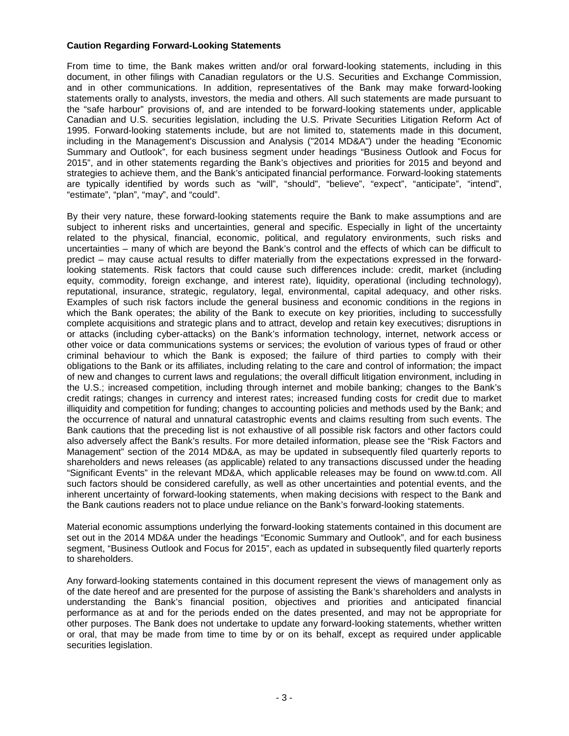**Caution Regarding Forward-Looking Statements**

From time to time, the Bank makes written and/or oral forward-looking statements, including in this document, in other filings with Canadian regulators or the U.S. Securities and Exchange Commission, and in other communications. In addition, representatives of the Bank may make forward-looking statements orally to analysts, investors, the media and others. All such statements are made pursuant to the "safe harbour" provisions of, and are intended to be forward-looking statements under, applicable Canadian and U.S. securities legislation, including the U.S. Private Securities Litigation Reform Act of 1995. Forward-looking statements include, but are not limited to, statements made in this document, including in the Management's Discussion and Analysis ("2014 MD&A") under the heading "Economic Summary and Outlook", for each business segment under headings "Business Outlook and Focus for 2015", and in other statements regarding the Bank's objectives and priorities for 2015 and beyond and strategies to achieve them, and the Bank's anticipated financial performance. Forward-looking statements are typically identified by words such as "will", "should", "believe", "expect", "anticipate", "intend", "estimate", "plan", "may", and "could".

By their very nature, these forward-looking statements require the Bank to make assumptions and are subject to inherent risks and uncertainties, general and specific. Especially in light of the uncertainty related to the physical, financial, economic, political, and regulatory environments, such risks and uncertainties – many of which are beyond the Bank's control and the effects of which can be difficult to predict – may cause actual results to differ materially from the expectations expressed in the forward-looking statements. Risk factors that could cause such differences include: credit, market (including equity, commodity, foreign exchange, and interest rate), liquidity, operational (including technology), reputational, insurance, strategic, regulatory, legal, environmental, capital adequacy, and other risks. Examples of such risk factors include the general business and economic conditions in the regions in which the Bank operates; the ability of the Bank to execute on key priorities, including to successfully complete acquisitions and strategic plans and to attract, develop and retain key executives; disruptions in or attacks (including cyber-attacks) on the Bank's information technology, internet, network access or other voice or data communications systems or services; the evolution of various types of fraud or other criminal behaviour to which the Bank is exposed; the failure of third parties to comply with their obligations to the Bank or its affiliates, including relating to the care and control of information; the impact of new and changes to current laws and regulations; the overall difficult litigation environment, including in the U.S.; increased competition, including through internet and mobile banking; changes to the Bank's credit ratings; changes in currency and interest rates; increased funding costs for credit due to market illiquidity and competition for funding; changes to accounting policies and methods used by the Bank; and the occurrence of natural and unnatural catastrophic events and claims resulting from such events. The Bank cautions that the preceding list is not exhaustive of all possible risk factors and other factors could also adversely affect the Bank's results. For more detailed information, please see the "Risk Factors and Management" section of the 2014 MD&A, as may be updated in subsequently filed quarterly reports to shareholders and news releases (as applicable) related to any transactions discussed under the heading "Significant Events" in the relevant MD&A, which applicable releases may be found on www.td.com. All such factors should be considered carefully, as well as other uncertainties and potential events, and the inherent uncertainty of forward-looking statements, when making decisions with respect to the Bank and the Bank cautions readers not to place undue reliance on the Bank's forward-looking statements.

Material economic assumptions underlying the forward-looking statements contained in this document are set out in the 2014 MD&A under the headings "Economic Summary and Outlook", and for each business segment, "Business Outlook and Focus for 2015", each as updated in subsequently filed quarterly reports to shareholders.

Any forward-looking statements contained in this document represent the views of management only as of the date hereof and are presented for the purpose of assisting the Bank's shareholders and analysts in understanding the Bank's financial position, objectives and priorities and anticipated financial performance as at and for the periods ended on the dates presented, and may not be appropriate for other purposes. The Bank does not undertake to update any forward-looking statements, whether written or oral, that may be made from time to time by or on its behalf, except as required under applicable securities legislation.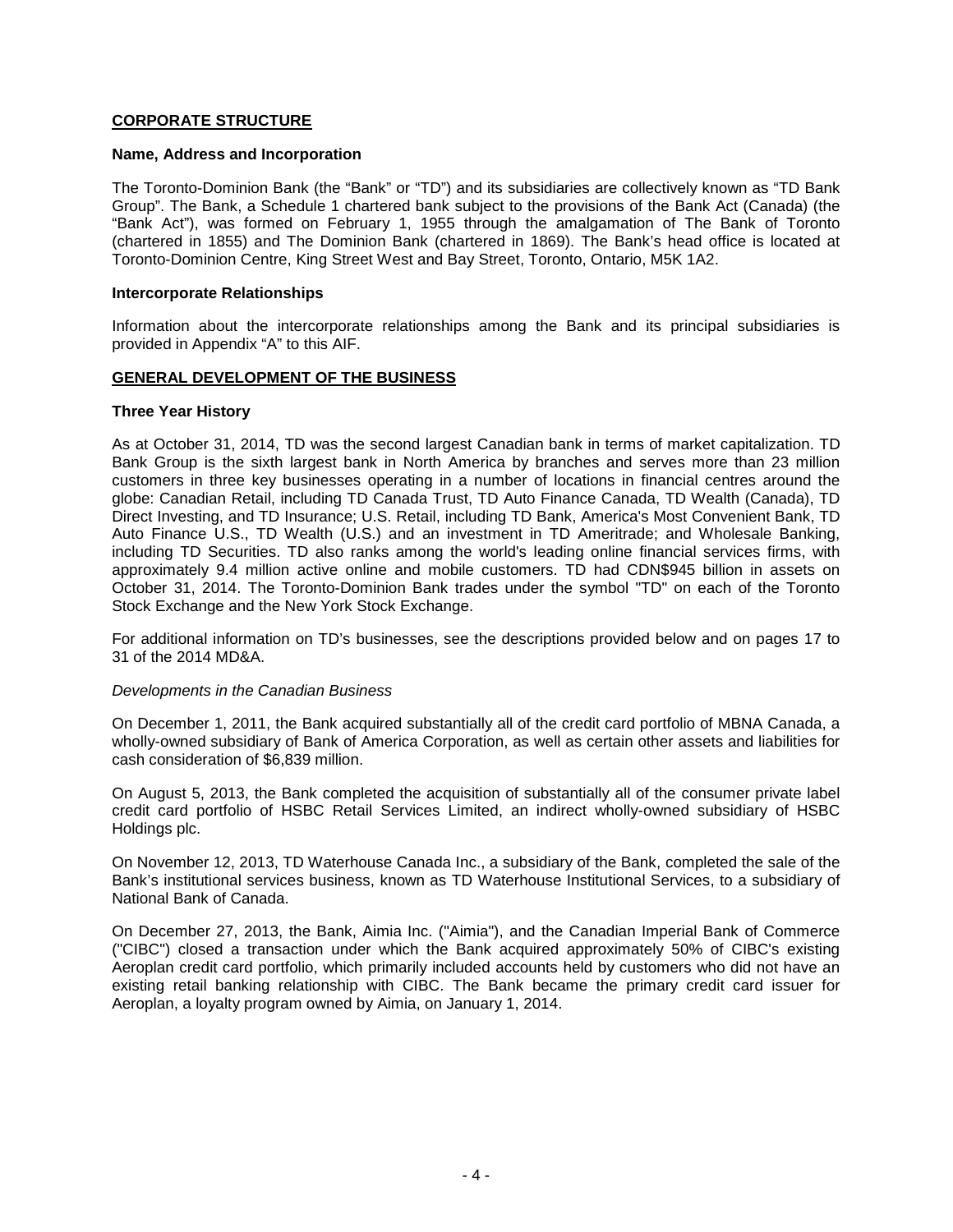## CORPORATE STRUCTURE

### Name, Address and Incorporation

The Toronto-Dominion Bank (the "Bank" or "TD") and its subsidiaries are collectively known as "TD Bank Group". The Bank, a Schedule 1 chartered bank subject to the provisions of the Bank Act (Canada) (the "Bank Act"), was formed on February 1, 1955 through the amalgamation of The Bank of Toronto (chartered in 1855) and The Dominion Bank (chartered in 1869). The Bank's head office is located at Toronto-Dominion Centre, King Street West and Bay Street, Toronto, Ontario, M5K 1A2.

### Intercorporate Relationships

Information about the intercorporate relationships among the Bank and its principal subsidiaries is provided in Appendix "A" to this AIF.

## GENERAL DEVELOPMENT OF THE BUSINESS

### Three Year History

As at October 31, 2014, TD was the second largest Canadian bank in terms of market capitalization. TD Bank Group is the sixth largest bank in North America by branches and serves more than 23 million customers in three key businesses operating in a number of locations in financial centres around the globe: Canadian Retail, including TD Canada Trust, TD Auto Finance Canada, TD Wealth (Canada), TD Direct Investing, and TD Insurance; U.S. Retail, including TD Bank, America's Most Convenient Bank, TD Auto Finance U.S., TD Wealth (U.S.) and an investment in TD Ameritrade; and Wholesale Banking, including TD Securities. TD also ranks among the world's leading online financial services firms, with approximately 9.4 million active online and mobile customers. TD had CDN$945 billion in assets on October 31, 2014. The Toronto-Dominion Bank trades under the symbol "TD" on each of the Toronto Stock Exchange and the New York Stock Exchange.

For additional information on TD's businesses, see the descriptions provided below and on pages 17 to 31 of the 2014 MD&A.

*Developments in the Canadian Business*

On December 1, 2011, the Bank acquired substantially all of the credit card portfolio of MBNA Canada, a wholly-owned subsidiary of Bank of America Corporation, as well as certain other assets and liabilities for cash consideration of $6,839 million.

On August 5, 2013, the Bank completed the acquisition of substantially all of the consumer private label credit card portfolio of HSBC Retail Services Limited, an indirect wholly-owned subsidiary of HSBC Holdings plc.

On November 12, 2013, TD Waterhouse Canada Inc., a subsidiary of the Bank, completed the sale of the Bank's institutional services business, known as TD Waterhouse Institutional Services, to a subsidiary of National Bank of Canada.

On December 27, 2013, the Bank, Aimia Inc. ("Aimia"), and the Canadian Imperial Bank of Commerce ("CIBC") closed a transaction under which the Bank acquired approximately 50% of CIBC's existing Aeroplan credit card portfolio, which primarily included accounts held by customers who did not have an existing retail banking relationship with CIBC. The Bank became the primary credit card issuer for Aeroplan, a loyalty program owned by Aimia, on January 1, 2014.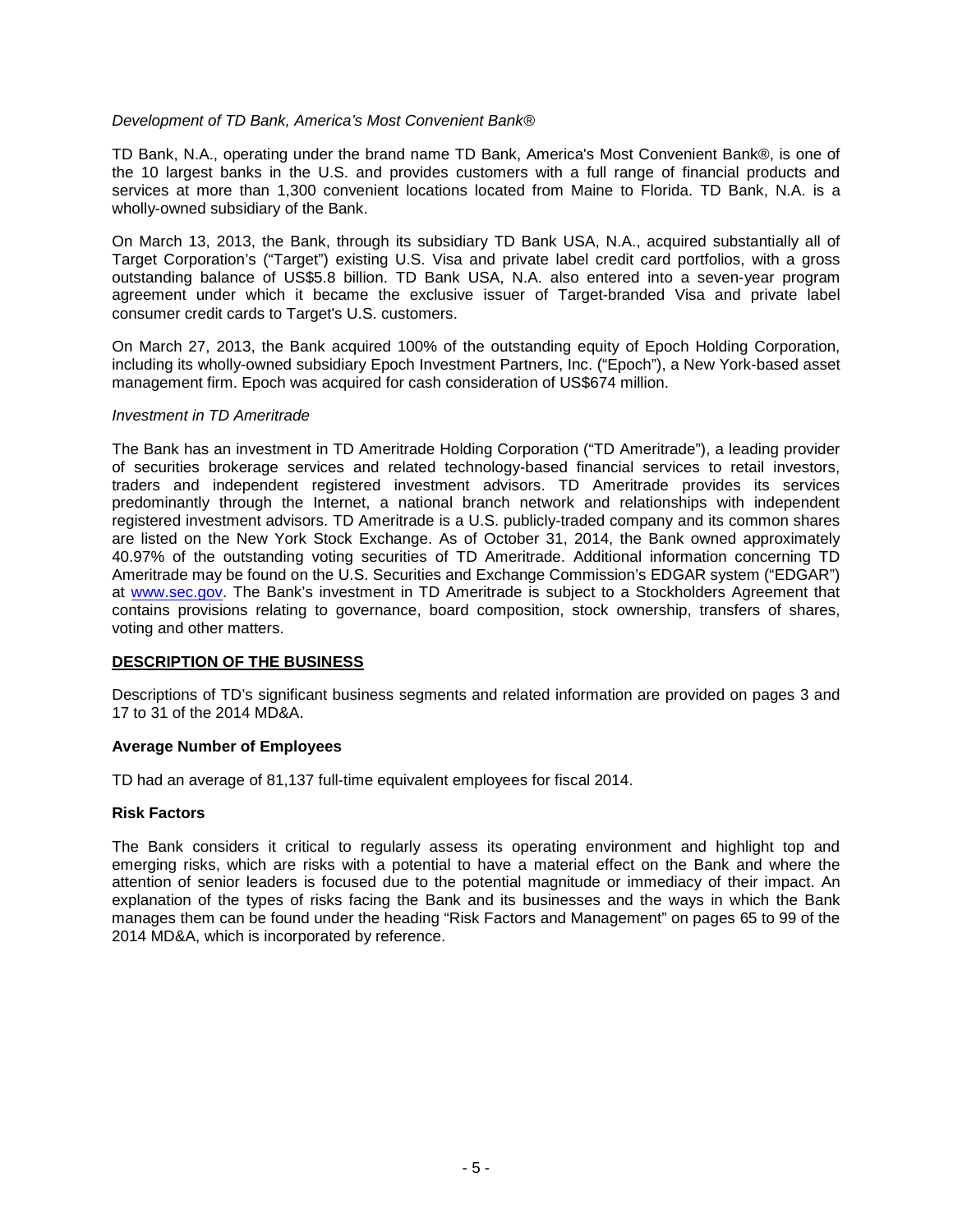*Development of TD Bank, America's Most Convenient Bank®*

TD Bank, N.A., operating under the brand name TD Bank, America's Most Convenient Bank®, is one of the 10 largest banks in the U.S. and provides customers with a full range of financial products and services at more than 1,300 convenient locations located from Maine to Florida. TD Bank, N.A. is a wholly-owned subsidiary of the Bank.

On March 13, 2013, the Bank, through its subsidiary TD Bank USA, N.A., acquired substantially all of Target Corporation's ("Target") existing U.S. Visa and private label credit card portfolios, with a gross outstanding balance of US$5.8 billion. TD Bank USA, N.A. also entered into a seven-year program agreement under which it became the exclusive issuer of Target-branded Visa and private label consumer credit cards to Target's U.S. customers.

On March 27, 2013, the Bank acquired 100% of the outstanding equity of Epoch Holding Corporation, including its wholly-owned subsidiary Epoch Investment Partners, Inc. ("Epoch"), a New York-based asset management firm. Epoch was acquired for cash consideration of US$674 million.

*Investment in TD Ameritrade*

The Bank has an investment in TD Ameritrade Holding Corporation ("TD Ameritrade"), a leading provider of securities brokerage services and related technology-based financial services to retail investors, traders and independent registered investment advisors. TD Ameritrade provides its services predominantly through the Internet, a national branch network and relationships with independent registered investment advisors. TD Ameritrade is a U.S. publicly-traded company and its common shares are listed on the New York Stock Exchange. As of October 31, 2014, the Bank owned approximately 40.97% of the outstanding voting securities of TD Ameritrade. Additional information concerning TD Ameritrade may be found on the U.S. Securities and Exchange Commission's EDGAR system ("EDGAR") at www.sec.gov. The Bank's investment in TD Ameritrade is subject to a Stockholders Agreement that contains provisions relating to governance, board composition, stock ownership, transfers of shares, voting and other matters.

## DESCRIPTION OF THE BUSINESS

Descriptions of TD's significant business segments and related information are provided on pages 3 and 17 to 31 of the 2014 MD&A.

### Average Number of Employees

TD had an average of 81,137 full-time equivalent employees for fiscal 2014.

### Risk Factors

The Bank considers it critical to regularly assess its operating environment and highlight top and emerging risks, which are risks with a potential to have a material effect on the Bank and where the attention of senior leaders is focused due to the potential magnitude or immediacy of their impact. An explanation of the types of risks facing the Bank and its businesses and the ways in which the Bank manages them can be found under the heading "Risk Factors and Management" on pages 65 to 99 of the 2014 MD&A, which is incorporated by reference.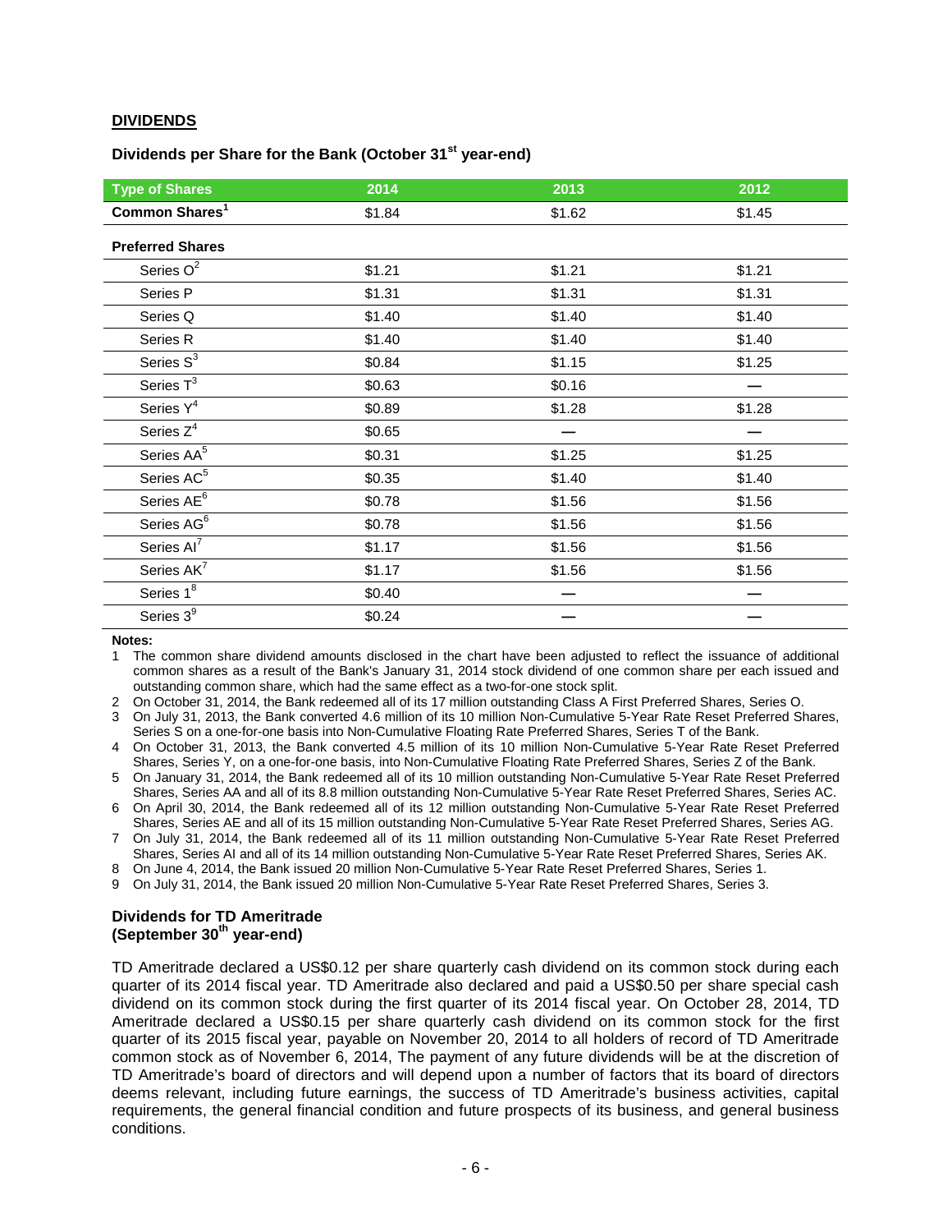## DIVIDENDS

### Dividends per Share for the Bank (October 31st year-end)

| Type of Shares | 2014 | 2013 | 2012 |
|---|---|---|---|
| **Common Shares[1]** | $1.84 | $1.62 | $1.45 |
| **Preferred Shares** | | | |
| Series O[2] | $1.21 | $1.21 | $1.21 |
| Series P | $1.31 | $1.31 | $1.31 |
| Series Q | $1.40 | $1.40 | $1.40 |
| Series R | $1.40 | $1.40 | $1.40 |
| Series S[3] | $0.84 | $1.15 | $1.25 |
| Series T[3] | $0.63 | $0.16 | — |
| Series Y[4] | $0.89 | $1.28 | $1.28 |
| Series Z[4] | $0.65 | — | — |
| Series AA[5] | $0.31 | $1.25 | $1.25 |
| Series AC[5] | $0.35 | $1.40 | $1.40 |
| Series AE[6] | $0.78 | $1.56 | $1.56 |
| Series AG[6] | $0.78 | $1.56 | $1.56 |
| Series AI[7] | $1.17 | $1.56 | $1.56 |
| Series AK[7] | $1.17 | $1.56 | $1.56 |
| Series 1[8] | $0.40 | — | — |
| Series 3[9] | $0.24 | — | — |

**Notes:**

1 The common share dividend amounts disclosed in the chart have been adjusted to reflect the issuance of additional common shares as a result of the Bank's January 31, 2014 stock dividend of one common share per each issued and outstanding common share, which had the same effect as a two-for-one stock split.

2 On October 31, 2014, the Bank redeemed all of its 17 million outstanding Class A First Preferred Shares, Series O.

3 On July 31, 2013, the Bank converted 4.6 million of its 10 million Non-Cumulative 5-Year Rate Reset Preferred Shares, Series S on a one-for-one basis into Non-Cumulative Floating Rate Preferred Shares, Series T of the Bank.

4 On October 31, 2013, the Bank converted 4.5 million of its 10 million Non-Cumulative 5-Year Rate Reset Preferred Shares, Series Y, on a one-for-one basis, into Non-Cumulative Floating Rate Preferred Shares, Series Z of the Bank.

5 On January 31, 2014, the Bank redeemed all of its 10 million outstanding Non-Cumulative 5-Year Rate Reset Preferred Shares, Series AA and all of its 8.8 million outstanding Non-Cumulative 5-Year Rate Reset Preferred Shares, Series AC.

6 On April 30, 2014, the Bank redeemed all of its 12 million outstanding Non-Cumulative 5-Year Rate Reset Preferred Shares, Series AE and all of its 15 million outstanding Non-Cumulative 5-Year Rate Reset Preferred Shares, Series AG.

7 On July 31, 2014, the Bank redeemed all of its 11 million outstanding Non-Cumulative 5-Year Rate Reset Preferred Shares, Series AI and all of its 14 million outstanding Non-Cumulative 5-Year Rate Reset Preferred Shares, Series AK.

8 On June 4, 2014, the Bank issued 20 million Non-Cumulative 5-Year Rate Reset Preferred Shares, Series 1.

9 On July 31, 2014, the Bank issued 20 million Non-Cumulative 5-Year Rate Reset Preferred Shares, Series 3.

### Dividends for TD Ameritrade (September 30th year-end)

TD Ameritrade declared a US$0.12 per share quarterly cash dividend on its common stock during each quarter of its 2014 fiscal year. TD Ameritrade also declared and paid a US$0.50 per share special cash dividend on its common stock during the first quarter of its 2014 fiscal year. On October 28, 2014, TD Ameritrade declared a US$0.15 per share quarterly cash dividend on its common stock for the first quarter of its 2015 fiscal year, payable on November 20, 2014 to all holders of record of TD Ameritrade common stock as of November 6, 2014, The payment of any future dividends will be at the discretion of TD Ameritrade's board of directors and will depend upon a number of factors that its board of directors deems relevant, including future earnings, the success of TD Ameritrade's business activities, capital requirements, the general financial condition and future prospects of its business, and general business conditions.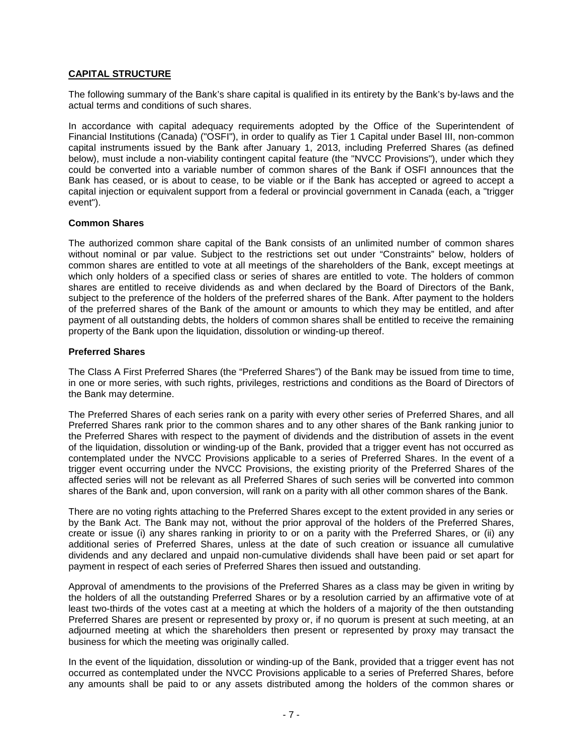## CAPITAL STRUCTURE

The following summary of the Bank's share capital is qualified in its entirety by the Bank's by-laws and the actual terms and conditions of such shares.

In accordance with capital adequacy requirements adopted by the Office of the Superintendent of Financial Institutions (Canada) ("OSFI"), in order to qualify as Tier 1 Capital under Basel III, non-common capital instruments issued by the Bank after January 1, 2013, including Preferred Shares (as defined below), must include a non-viability contingent capital feature (the "NVCC Provisions"), under which they could be converted into a variable number of common shares of the Bank if OSFI announces that the Bank has ceased, or is about to cease, to be viable or if the Bank has accepted or agreed to accept a capital injection or equivalent support from a federal or provincial government in Canada (each, a "trigger event").

### Common Shares

The authorized common share capital of the Bank consists of an unlimited number of common shares without nominal or par value. Subject to the restrictions set out under "Constraints" below, holders of common shares are entitled to vote at all meetings of the shareholders of the Bank, except meetings at which only holders of a specified class or series of shares are entitled to vote. The holders of common shares are entitled to receive dividends as and when declared by the Board of Directors of the Bank, subject to the preference of the holders of the preferred shares of the Bank. After payment to the holders of the preferred shares of the Bank of the amount or amounts to which they may be entitled, and after payment of all outstanding debts, the holders of common shares shall be entitled to receive the remaining property of the Bank upon the liquidation, dissolution or winding-up thereof.

### Preferred Shares

The Class A First Preferred Shares (the "Preferred Shares") of the Bank may be issued from time to time, in one or more series, with such rights, privileges, restrictions and conditions as the Board of Directors of the Bank may determine.

The Preferred Shares of each series rank on a parity with every other series of Preferred Shares, and all Preferred Shares rank prior to the common shares and to any other shares of the Bank ranking junior to the Preferred Shares with respect to the payment of dividends and the distribution of assets in the event of the liquidation, dissolution or winding-up of the Bank, provided that a trigger event has not occurred as contemplated under the NVCC Provisions applicable to a series of Preferred Shares. In the event of a trigger event occurring under the NVCC Provisions, the existing priority of the Preferred Shares of the affected series will not be relevant as all Preferred Shares of such series will be converted into common shares of the Bank and, upon conversion, will rank on a parity with all other common shares of the Bank.

There are no voting rights attaching to the Preferred Shares except to the extent provided in any series or by the Bank Act. The Bank may not, without the prior approval of the holders of the Preferred Shares, create or issue (i) any shares ranking in priority to or on a parity with the Preferred Shares, or (ii) any additional series of Preferred Shares, unless at the date of such creation or issuance all cumulative dividends and any declared and unpaid non-cumulative dividends shall have been paid or set apart for payment in respect of each series of Preferred Shares then issued and outstanding.

Approval of amendments to the provisions of the Preferred Shares as a class may be given in writing by the holders of all the outstanding Preferred Shares or by a resolution carried by an affirmative vote of at least two-thirds of the votes cast at a meeting at which the holders of a majority of the then outstanding Preferred Shares are present or represented by proxy or, if no quorum is present at such meeting, at an adjourned meeting at which the shareholders then present or represented by proxy may transact the business for which the meeting was originally called.

In the event of the liquidation, dissolution or winding-up of the Bank, provided that a trigger event has not occurred as contemplated under the NVCC Provisions applicable to a series of Preferred Shares, before any amounts shall be paid to or any assets distributed among the holders of the common shares or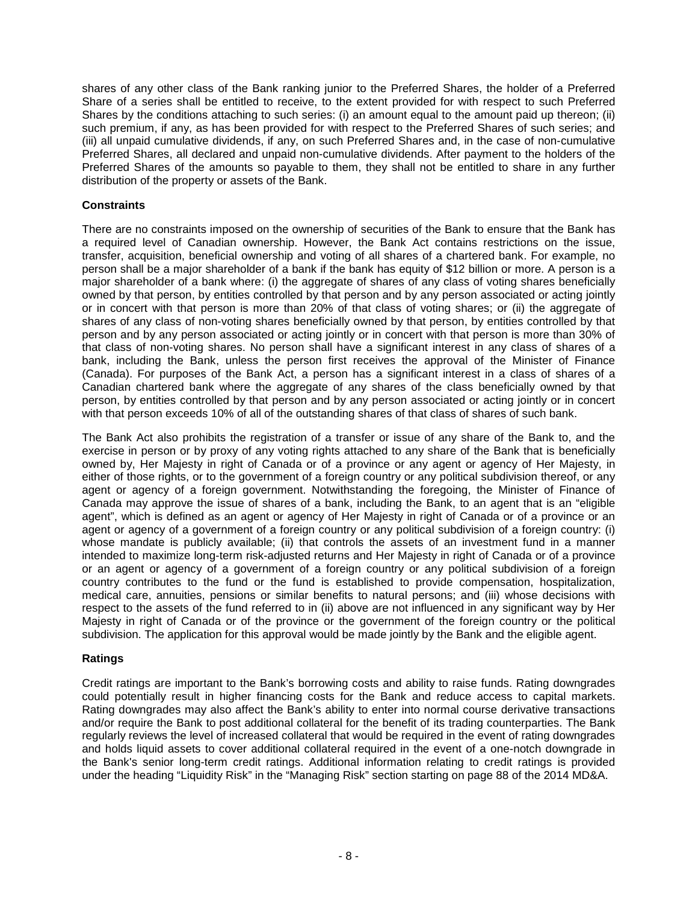shares of any other class of the Bank ranking junior to the Preferred Shares, the holder of a Preferred Share of a series shall be entitled to receive, to the extent provided for with respect to such Preferred Shares by the conditions attaching to such series: (i) an amount equal to the amount paid up thereon; (ii) such premium, if any, as has been provided for with respect to the Preferred Shares of such series; and (iii) all unpaid cumulative dividends, if any, on such Preferred Shares and, in the case of non-cumulative Preferred Shares, all declared and unpaid non-cumulative dividends. After payment to the holders of the Preferred Shares of the amounts so payable to them, they shall not be entitled to share in any further distribution of the property or assets of the Bank.

### Constraints

There are no constraints imposed on the ownership of securities of the Bank to ensure that the Bank has a required level of Canadian ownership. However, the Bank Act contains restrictions on the issue, transfer, acquisition, beneficial ownership and voting of all shares of a chartered bank. For example, no person shall be a major shareholder of a bank if the bank has equity of $12 billion or more. A person is a major shareholder of a bank where: (i) the aggregate of shares of any class of voting shares beneficially owned by that person, by entities controlled by that person and by any person associated or acting jointly or in concert with that person is more than 20% of that class of voting shares; or (ii) the aggregate of shares of any class of non-voting shares beneficially owned by that person, by entities controlled by that person and by any person associated or acting jointly or in concert with that person is more than 30% of that class of non-voting shares. No person shall have a significant interest in any class of shares of a bank, including the Bank, unless the person first receives the approval of the Minister of Finance (Canada). For purposes of the Bank Act, a person has a significant interest in a class of shares of a Canadian chartered bank where the aggregate of any shares of the class beneficially owned by that person, by entities controlled by that person and by any person associated or acting jointly or in concert with that person exceeds 10% of all of the outstanding shares of that class of shares of such bank.

The Bank Act also prohibits the registration of a transfer or issue of any share of the Bank to, and the exercise in person or by proxy of any voting rights attached to any share of the Bank that is beneficially owned by, Her Majesty in right of Canada or of a province or any agent or agency of Her Majesty, in either of those rights, or to the government of a foreign country or any political subdivision thereof, or any agent or agency of a foreign government. Notwithstanding the foregoing, the Minister of Finance of Canada may approve the issue of shares of a bank, including the Bank, to an agent that is an "eligible agent", which is defined as an agent or agency of Her Majesty in right of Canada or of a province or an agent or agency of a government of a foreign country or any political subdivision of a foreign country: (i) whose mandate is publicly available; (ii) that controls the assets of an investment fund in a manner intended to maximize long-term risk-adjusted returns and Her Majesty in right of Canada or of a province or an agent or agency of a government of a foreign country or any political subdivision of a foreign country contributes to the fund or the fund is established to provide compensation, hospitalization, medical care, annuities, pensions or similar benefits to natural persons; and (iii) whose decisions with respect to the assets of the fund referred to in (ii) above are not influenced in any significant way by Her Majesty in right of Canada or of the province or the government of the foreign country or the political subdivision. The application for this approval would be made jointly by the Bank and the eligible agent.

### Ratings

Credit ratings are important to the Bank's borrowing costs and ability to raise funds. Rating downgrades could potentially result in higher financing costs for the Bank and reduce access to capital markets. Rating downgrades may also affect the Bank's ability to enter into normal course derivative transactions and/or require the Bank to post additional collateral for the benefit of its trading counterparties. The Bank regularly reviews the level of increased collateral that would be required in the event of rating downgrades and holds liquid assets to cover additional collateral required in the event of a one-notch downgrade in the Bank's senior long-term credit ratings. Additional information relating to credit ratings is provided under the heading "Liquidity Risk" in the "Managing Risk" section starting on page 88 of the 2014 MD&A.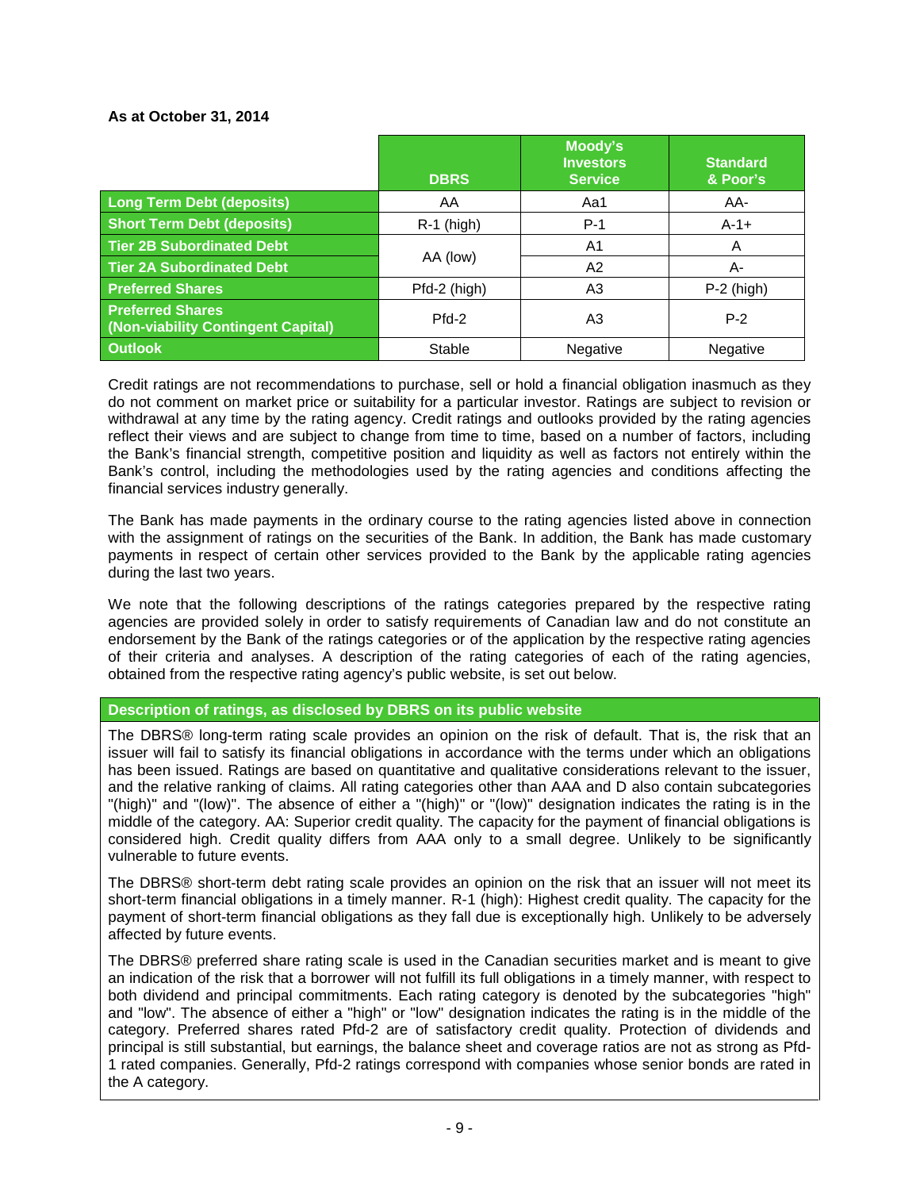**As at October 31, 2014**

| | DBRS | Moody's Investors Service | Standard & Poor's |
|---|---|---|---|
| **Long Term Debt (deposits)** | AA | Aa1 | AA- |
| **Short Term Debt (deposits)** | R-1 (high) | P-1 | A-1+ |
| **Tier 2B Subordinated Debt** | AA (low) | A1 | A |
| **Tier 2A Subordinated Debt** | | A2 | A- |
| **Preferred Shares** | Pfd-2 (high) | A3 | P-2 (high) |
| **Preferred Shares (Non-viability Contingent Capital)** | Pfd-2 | A3 | P-2 |
| **Outlook** | Stable | Negative | Negative |

Credit ratings are not recommendations to purchase, sell or hold a financial obligation inasmuch as they do not comment on market price or suitability for a particular investor. Ratings are subject to revision or withdrawal at any time by the rating agency. Credit ratings and outlooks provided by the rating agencies reflect their views and are subject to change from time to time, based on a number of factors, including the Bank's financial strength, competitive position and liquidity as well as factors not entirely within the Bank's control, including the methodologies used by the rating agencies and conditions affecting the financial services industry generally.

The Bank has made payments in the ordinary course to the rating agencies listed above in connection with the assignment of ratings on the securities of the Bank. In addition, the Bank has made customary payments in respect of certain other services provided to the Bank by the applicable rating agencies during the last two years.

We note that the following descriptions of the ratings categories prepared by the respective rating agencies are provided solely in order to satisfy requirements of Canadian law and do not constitute an endorsement by the Bank of the ratings categories or of the application by the respective rating agencies of their criteria and analyses. A description of the rating categories of each of the rating agencies, obtained from the respective rating agency's public website, is set out below.

**Description of ratings, as disclosed by DBRS on its public website**

The DBRS® long-term rating scale provides an opinion on the risk of default. That is, the risk that an issuer will fail to satisfy its financial obligations in accordance with the terms under which an obligations has been issued. Ratings are based on quantitative and qualitative considerations relevant to the issuer, and the relative ranking of claims. All rating categories other than AAA and D also contain subcategories "(high)" and "(low)". The absence of either a "(high)" or "(low)" designation indicates the rating is in the middle of the category. AA: Superior credit quality. The capacity for the payment of financial obligations is considered high. Credit quality differs from AAA only to a small degree. Unlikely to be significantly vulnerable to future events.

The DBRS® short-term debt rating scale provides an opinion on the risk that an issuer will not meet its short-term financial obligations in a timely manner. R-1 (high): Highest credit quality. The capacity for the payment of short-term financial obligations as they fall due is exceptionally high. Unlikely to be adversely affected by future events.

The DBRS® preferred share rating scale is used in the Canadian securities market and is meant to give an indication of the risk that a borrower will not fulfill its full obligations in a timely manner, with respect to both dividend and principal commitments. Each rating category is denoted by the subcategories "high" and "low". The absence of either a "high" or "low" designation indicates the rating is in the middle of the category. Preferred shares rated Pfd-2 are of satisfactory credit quality. Protection of dividends and principal is still substantial, but earnings, the balance sheet and coverage ratios are not as strong as Pfd-1 rated companies. Generally, Pfd-2 ratings correspond with companies whose senior bonds are rated in the A category.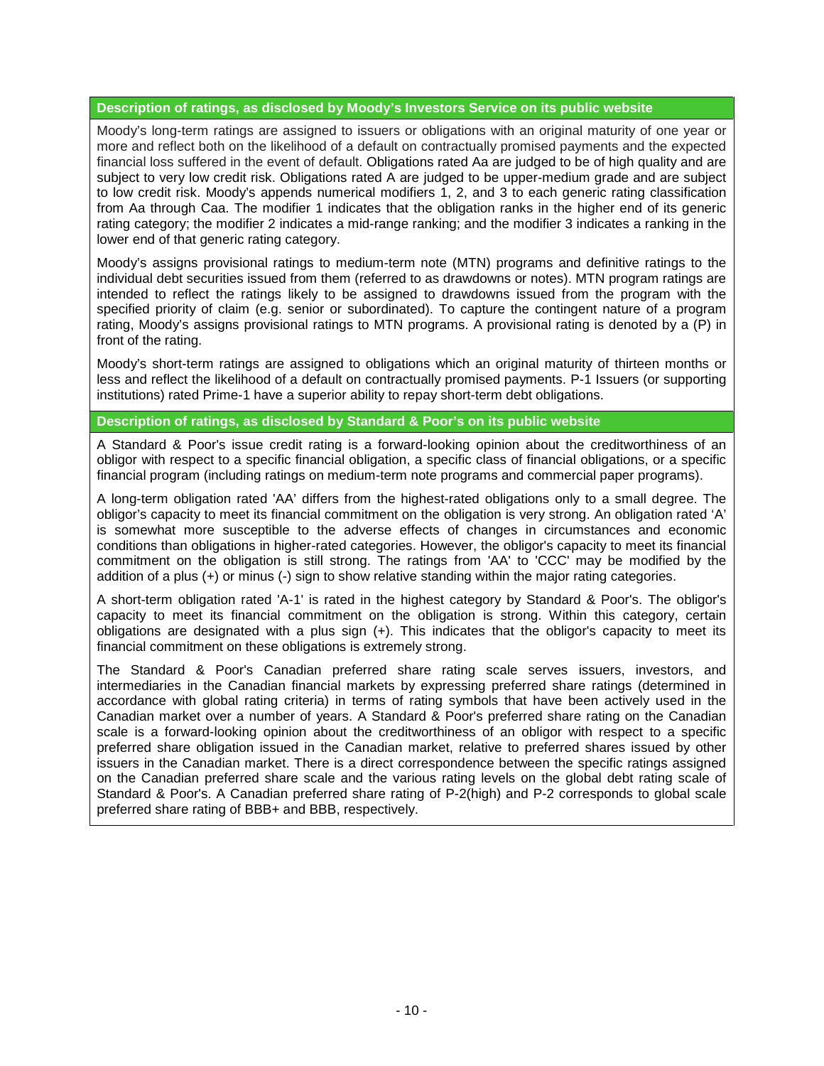**Description of ratings, as disclosed by Moody's Investors Service on its public website**

Moody's long-term ratings are assigned to issuers or obligations with an original maturity of one year or more and reflect both on the likelihood of a default on contractually promised payments and the expected financial loss suffered in the event of default. Obligations rated Aa are judged to be of high quality and are subject to very low credit risk. Obligations rated A are judged to be upper-medium grade and are subject to low credit risk. Moody's appends numerical modifiers 1, 2, and 3 to each generic rating classification from Aa through Caa. The modifier 1 indicates that the obligation ranks in the higher end of its generic rating category; the modifier 2 indicates a mid-range ranking; and the modifier 3 indicates a ranking in the lower end of that generic rating category.

Moody's assigns provisional ratings to medium-term note (MTN) programs and definitive ratings to the individual debt securities issued from them (referred to as drawdowns or notes). MTN program ratings are intended to reflect the ratings likely to be assigned to drawdowns issued from the program with the specified priority of claim (e.g. senior or subordinated). To capture the contingent nature of a program rating, Moody's assigns provisional ratings to MTN programs. A provisional rating is denoted by a (P) in front of the rating.

Moody's short-term ratings are assigned to obligations which an original maturity of thirteen months or less and reflect the likelihood of a default on contractually promised payments. P-1 Issuers (or supporting institutions) rated Prime-1 have a superior ability to repay short-term debt obligations.

**Description of ratings, as disclosed by Standard & Poor's on its public website**

A Standard & Poor's issue credit rating is a forward-looking opinion about the creditworthiness of an obligor with respect to a specific financial obligation, a specific class of financial obligations, or a specific financial program (including ratings on medium-term note programs and commercial paper programs).

A long-term obligation rated 'AA' differs from the highest-rated obligations only to a small degree. The obligor's capacity to meet its financial commitment on the obligation is very strong. An obligation rated 'A' is somewhat more susceptible to the adverse effects of changes in circumstances and economic conditions than obligations in higher-rated categories. However, the obligor's capacity to meet its financial commitment on the obligation is still strong. The ratings from 'AA' to 'CCC' may be modified by the addition of a plus (+) or minus (-) sign to show relative standing within the major rating categories.

A short-term obligation rated 'A-1' is rated in the highest category by Standard & Poor's. The obligor's capacity to meet its financial commitment on the obligation is strong. Within this category, certain obligations are designated with a plus sign (+). This indicates that the obligor's capacity to meet its financial commitment on these obligations is extremely strong.

The Standard & Poor's Canadian preferred share rating scale serves issuers, investors, and intermediaries in the Canadian financial markets by expressing preferred share ratings (determined in accordance with global rating criteria) in terms of rating symbols that have been actively used in the Canadian market over a number of years. A Standard & Poor's preferred share rating on the Canadian scale is a forward-looking opinion about the creditworthiness of an obligor with respect to a specific preferred share obligation issued in the Canadian market, relative to preferred shares issued by other issuers in the Canadian market. There is a direct correspondence between the specific ratings assigned on the Canadian preferred share scale and the various rating levels on the global debt rating scale of Standard & Poor's. A Canadian preferred share rating of P-2(high) and P-2 corresponds to global scale preferred share rating of BBB+ and BBB, respectively.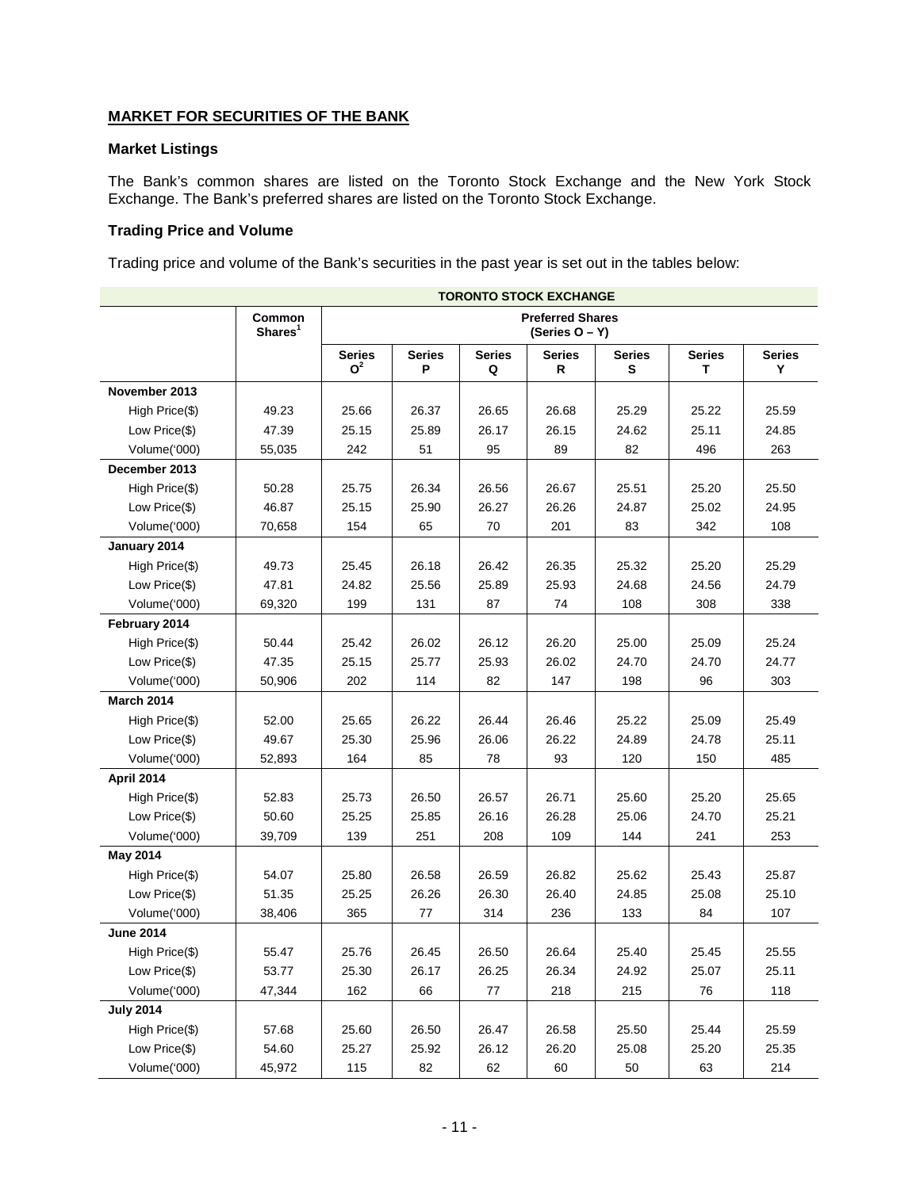## MARKET FOR SECURITIES OF THE BANK

### Market Listings

The Bank's common shares are listed on the Toronto Stock Exchange and the New York Stock Exchange. The Bank's preferred shares are listed on the Toronto Stock Exchange.

### Trading Price and Volume

Trading price and volume of the Bank's securities in the past year is set out in the tables below:

| | TORONTO STOCK EXCHANGE | | | | | | | |
|---|---|---|---|---|---|---|---|---|
| | Common Shares[1] | Preferred Shares (Series O – Y) | | | | | | |
| | | Series O[2] | Series P | Series Q | Series R | Series S | Series T | Series Y |
| **November 2013** | | | | | | | | |
| High Price($) | 49.23 | 25.66 | 26.37 | 26.65 | 26.68 | 25.29 | 25.22 | 25.59 |
| Low Price($) | 47.39 | 25.15 | 25.89 | 26.17 | 26.15 | 24.62 | 25.11 | 24.85 |
| Volume('000) | 55,035 | 242 | 51 | 95 | 89 | 82 | 496 | 263 |
| **December 2013** | | | | | | | | |
| High Price($) | 50.28 | 25.75 | 26.34 | 26.56 | 26.67 | 25.51 | 25.20 | 25.50 |
| Low Price($) | 46.87 | 25.15 | 25.90 | 26.27 | 26.26 | 24.87 | 25.02 | 24.95 |
| Volume('000) | 70,658 | 154 | 65 | 70 | 201 | 83 | 342 | 108 |
| **January 2014** | | | | | | | | |
| High Price($) | 49.73 | 25.45 | 26.18 | 26.42 | 26.35 | 25.32 | 25.20 | 25.29 |
| Low Price($) | 47.81 | 24.82 | 25.56 | 25.89 | 25.93 | 24.68 | 24.56 | 24.79 |
| Volume('000) | 69,320 | 199 | 131 | 87 | 74 | 108 | 308 | 338 |
| **February 2014** | | | | | | | | |
| High Price($) | 50.44 | 25.42 | 26.02 | 26.12 | 26.20 | 25.00 | 25.09 | 25.24 |
| Low Price($) | 47.35 | 25.15 | 25.77 | 25.93 | 26.02 | 24.70 | 24.70 | 24.77 |
| Volume('000) | 50,906 | 202 | 114 | 82 | 147 | 198 | 96 | 303 |
| **March 2014** | | | | | | | | |
| High Price($) | 52.00 | 25.65 | 26.22 | 26.44 | 26.46 | 25.22 | 25.09 | 25.49 |
| Low Price($) | 49.67 | 25.30 | 25.96 | 26.06 | 26.22 | 24.89 | 24.78 | 25.11 |
| Volume('000) | 52,893 | 164 | 85 | 78 | 93 | 120 | 150 | 485 |
| **April 2014** | | | | | | | | |
| High Price($) | 52.83 | 25.73 | 26.50 | 26.57 | 26.71 | 25.60 | 25.20 | 25.65 |
| Low Price($) | 50.60 | 25.25 | 25.85 | 26.16 | 26.28 | 25.06 | 24.70 | 25.21 |
| Volume('000) | 39,709 | 139 | 251 | 208 | 109 | 144 | 241 | 253 |
| **May 2014** | | | | | | | | |
| High Price($) | 54.07 | 25.80 | 26.58 | 26.59 | 26.82 | 25.62 | 25.43 | 25.87 |
| Low Price($) | 51.35 | 25.25 | 26.26 | 26.30 | 26.40 | 24.85 | 25.08 | 25.10 |
| Volume('000) | 38,406 | 365 | 77 | 314 | 236 | 133 | 84 | 107 |
| **June 2014** | | | | | | | | |
| High Price($) | 55.47 | 25.76 | 26.45 | 26.50 | 26.64 | 25.40 | 25.45 | 25.55 |
| Low Price($) | 53.77 | 25.30 | 26.17 | 26.25 | 26.34 | 24.92 | 25.07 | 25.11 |
| Volume('000) | 47,344 | 162 | 66 | 77 | 218 | 215 | 76 | 118 |
| **July 2014** | | | | | | | | |
| High Price($) | 57.68 | 25.60 | 26.50 | 26.47 | 26.58 | 25.50 | 25.44 | 25.59 |
| Low Price($) | 54.60 | 25.27 | 25.92 | 26.12 | 26.20 | 25.08 | 25.20 | 25.35 |
| Volume('000) | 45,972 | 115 | 82 | 62 | 60 | 50 | 63 | 214 |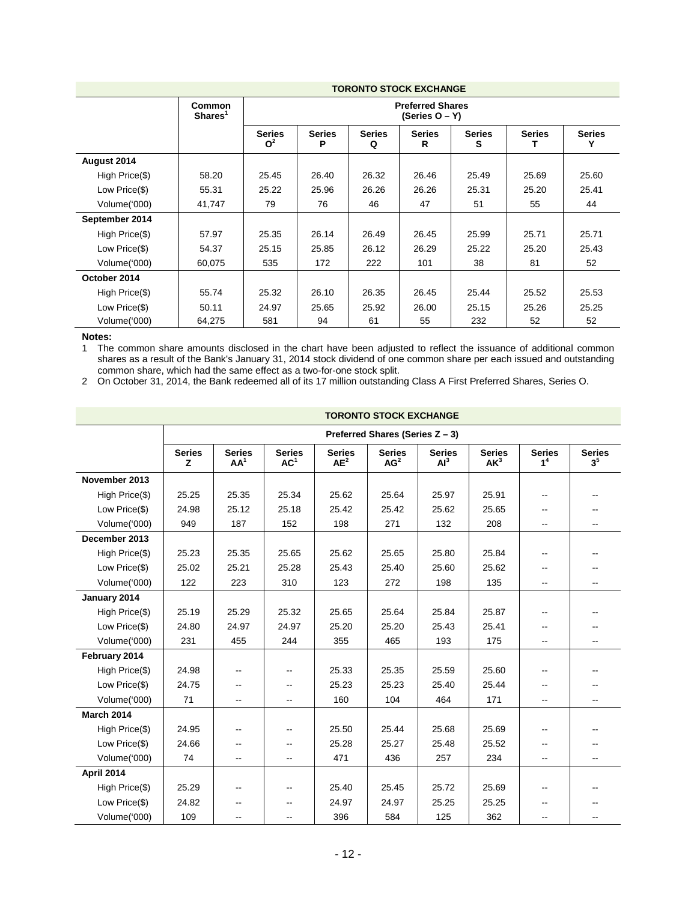| | TORONTO STOCK EXCHANGE | | | | | | | |
|---|---|---|---|---|---|---|---|---|
| | Common Shares[1] | Preferred Shares (Series O – Y) | | | | | | |
| | | Series O[2] | Series P | Series Q | Series R | Series S | Series T | Series Y |
| **August 2014** | | | | | | | | |
| High Price($) | 58.20 | 25.45 | 26.40 | 26.32 | 26.46 | 25.49 | 25.69 | 25.60 |
| Low Price($) | 55.31 | 25.22 | 25.96 | 26.26 | 26.26 | 25.31 | 25.20 | 25.41 |
| Volume('000) | 41,747 | 79 | 76 | 46 | 47 | 51 | 55 | 44 |
| **September 2014** | | | | | | | | |
| High Price($) | 57.97 | 25.35 | 26.14 | 26.49 | 26.45 | 25.99 | 25.71 | 25.71 |
| Low Price($) | 54.37 | 25.15 | 25.85 | 26.12 | 26.29 | 25.22 | 25.20 | 25.43 |
| Volume('000) | 60,075 | 535 | 172 | 222 | 101 | 38 | 81 | 52 |
| **October 2014** | | | | | | | | |
| High Price($) | 55.74 | 25.32 | 26.10 | 26.35 | 26.45 | 25.44 | 25.52 | 25.53 |
| Low Price($) | 50.11 | 24.97 | 25.65 | 25.92 | 26.00 | 25.15 | 25.26 | 25.25 |
| Volume('000) | 64,275 | 581 | 94 | 61 | 55 | 232 | 52 | 52 |

**Notes:**

1 The common share amounts disclosed in the chart have been adjusted to reflect the issuance of additional common shares as a result of the Bank's January 31, 2014 stock dividend of one common share per each issued and outstanding common share, which had the same effect as a two-for-one stock split.

2 On October 31, 2014, the Bank redeemed all of its 17 million outstanding Class A First Preferred Shares, Series O.

| | TORONTO STOCK EXCHANGE | | | | | | | | |
|---|---|---|---|---|---|---|---|---|---|
| | Preferred Shares (Series Z – 3) | | | | | | | | |
| | Series Z | Series AA[1] | Series AC[1] | Series AE[2] | Series AG[2] | Series AI[3] | Series AK[3] | Series 1[4] | Series 3[5] |
| **November 2013** | | | | | | | | | |
| High Price($) | 25.25 | 25.35 | 25.34 | 25.62 | 25.64 | 25.97 | 25.91 | -- | -- |
| Low Price($) | 24.98 | 25.12 | 25.18 | 25.42 | 25.42 | 25.62 | 25.65 | -- | -- |
| Volume('000) | 949 | 187 | 152 | 198 | 271 | 132 | 208 | -- | -- |
| **December 2013** | | | | | | | | | |
| High Price($) | 25.23 | 25.35 | 25.65 | 25.62 | 25.65 | 25.80 | 25.84 | -- | -- |
| Low Price($) | 25.02 | 25.21 | 25.28 | 25.43 | 25.40 | 25.60 | 25.62 | -- | -- |
| Volume('000) | 122 | 223 | 310 | 123 | 272 | 198 | 135 | -- | -- |
| **January 2014** | | | | | | | | | |
| High Price($) | 25.19 | 25.29 | 25.32 | 25.65 | 25.64 | 25.84 | 25.87 | -- | -- |
| Low Price($) | 24.80 | 24.97 | 24.97 | 25.20 | 25.20 | 25.43 | 25.41 | -- | -- |
| Volume('000) | 231 | 455 | 244 | 355 | 465 | 193 | 175 | -- | -- |
| **February 2014** | | | | | | | | | |
| High Price($) | 24.98 | -- | -- | 25.33 | 25.35 | 25.59 | 25.60 | -- | -- |
| Low Price($) | 24.75 | -- | -- | 25.23 | 25.23 | 25.40 | 25.44 | -- | -- |
| Volume('000) | 71 | -- | -- | 160 | 104 | 464 | 171 | -- | -- |
| **March 2014** | | | | | | | | | |
| High Price($) | 24.95 | -- | -- | 25.50 | 25.44 | 25.68 | 25.69 | -- | -- |
| Low Price($) | 24.66 | -- | -- | 25.28 | 25.27 | 25.48 | 25.52 | -- | -- |
| Volume('000) | 74 | -- | -- | 471 | 436 | 257 | 234 | -- | -- |
| **April 2014** | | | | | | | | | |
| High Price($) | 25.29 | -- | -- | 25.40 | 25.45 | 25.72 | 25.69 | -- | -- |
| Low Price($) | 24.82 | -- | -- | 24.97 | 24.97 | 25.25 | 25.25 | -- | -- |
| Volume('000) | 109 | -- | -- | 396 | 584 | 125 | 362 | -- | -- |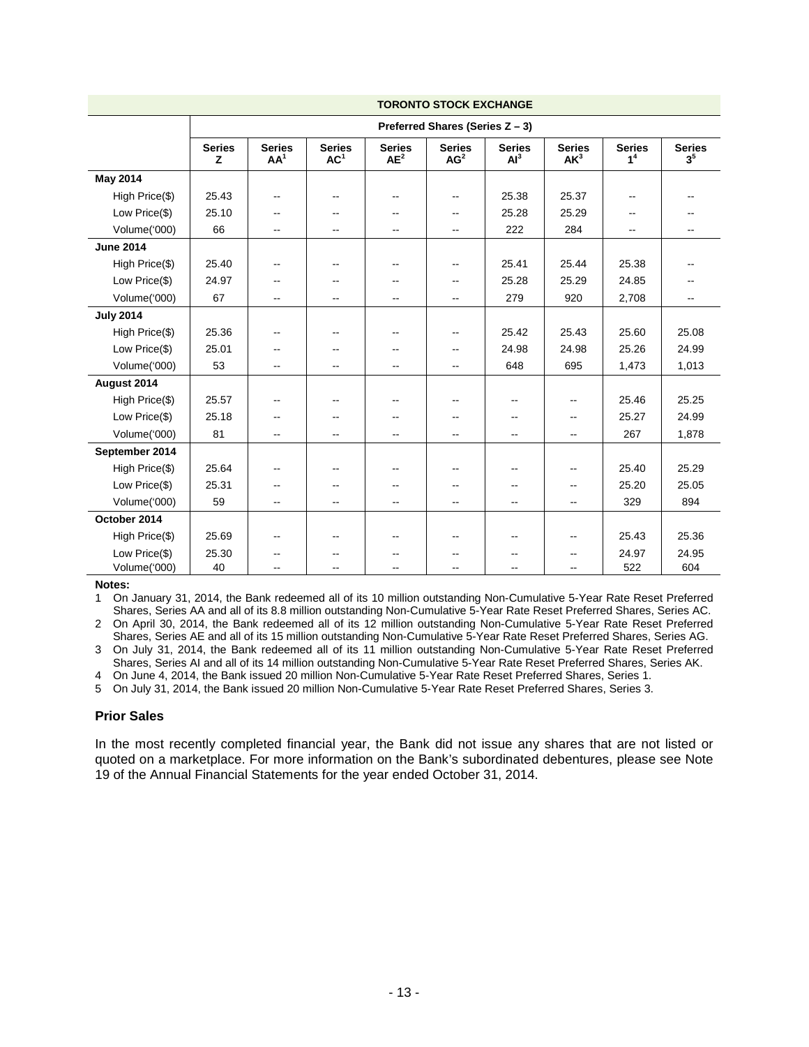| | TORONTO STOCK EXCHANGE | | | | | | | | |
|---|---|---|---|---|---|---|---|---|---|
| | Preferred Shares (Series Z – 3) | | | | | | | | |
| | Series Z | Series AA[1] | Series AC[1] | Series AE[2] | Series AG[2] | Series AI[3] | Series AK[3] | Series 1[4] | Series 3[5] |
| **May 2014** | | | | | | | | | |
| High Price($) | 25.43 | -- | -- | -- | -- | 25.38 | 25.37 | -- | -- |
| Low Price($) | 25.10 | -- | -- | -- | -- | 25.28 | 25.29 | -- | -- |
| Volume('000) | 66 | -- | -- | -- | -- | 222 | 284 | -- | -- |
| **June 2014** | | | | | | | | | |
| High Price($) | 25.40 | -- | -- | -- | -- | 25.41 | 25.44 | 25.38 | -- |
| Low Price($) | 24.97 | -- | -- | -- | -- | 25.28 | 25.29 | 24.85 | -- |
| Volume('000) | 67 | -- | -- | -- | -- | 279 | 920 | 2,708 | -- |
| **July 2014** | | | | | | | | | |
| High Price($) | 25.36 | -- | -- | -- | -- | 25.42 | 25.43 | 25.60 | 25.08 |
| Low Price($) | 25.01 | -- | -- | -- | -- | 24.98 | 24.98 | 25.26 | 24.99 |
| Volume('000) | 53 | -- | -- | -- | -- | 648 | 695 | 1,473 | 1,013 |
| **August 2014** | | | | | | | | | |
| High Price($) | 25.57 | -- | -- | -- | -- | -- | -- | 25.46 | 25.25 |
| Low Price($) | 25.18 | -- | -- | -- | -- | -- | -- | 25.27 | 24.99 |
| Volume('000) | 81 | -- | -- | -- | -- | -- | -- | 267 | 1,878 |
| **September 2014** | | | | | | | | | |
| High Price($) | 25.64 | -- | -- | -- | -- | -- | -- | 25.40 | 25.29 |
| Low Price($) | 25.31 | -- | -- | -- | -- | -- | -- | 25.20 | 25.05 |
| Volume('000) | 59 | -- | -- | -- | -- | -- | -- | 329 | 894 |
| **October 2014** | | | | | | | | | |
| High Price($) | 25.69 | -- | -- | -- | -- | -- | -- | 25.43 | 25.36 |
| Low Price($) | 25.30 | -- | -- | -- | -- | -- | -- | 24.97 | 24.95 |
| Volume('000) | 40 | -- | -- | -- | -- | -- | -- | 522 | 604 |

**Notes:**

1 On January 31, 2014, the Bank redeemed all of its 10 million outstanding Non-Cumulative 5-Year Rate Reset Preferred Shares, Series AA and all of its 8.8 million outstanding Non-Cumulative 5-Year Rate Reset Preferred Shares, Series AC.

2 On April 30, 2014, the Bank redeemed all of its 12 million outstanding Non-Cumulative 5-Year Rate Reset Preferred Shares, Series AE and all of its 15 million outstanding Non-Cumulative 5-Year Rate Reset Preferred Shares, Series AG.

3 On July 31, 2014, the Bank redeemed all of its 11 million outstanding Non-Cumulative 5-Year Rate Reset Preferred Shares, Series AI and all of its 14 million outstanding Non-Cumulative 5-Year Rate Reset Preferred Shares, Series AK.

4 On June 4, 2014, the Bank issued 20 million Non-Cumulative 5-Year Rate Reset Preferred Shares, Series 1.

5 On July 31, 2014, the Bank issued 20 million Non-Cumulative 5-Year Rate Reset Preferred Shares, Series 3.

### Prior Sales

In the most recently completed financial year, the Bank did not issue any shares that are not listed or quoted on a marketplace. For more information on the Bank's subordinated debentures, please see Note 19 of the Annual Financial Statements for the year ended October 31, 2014.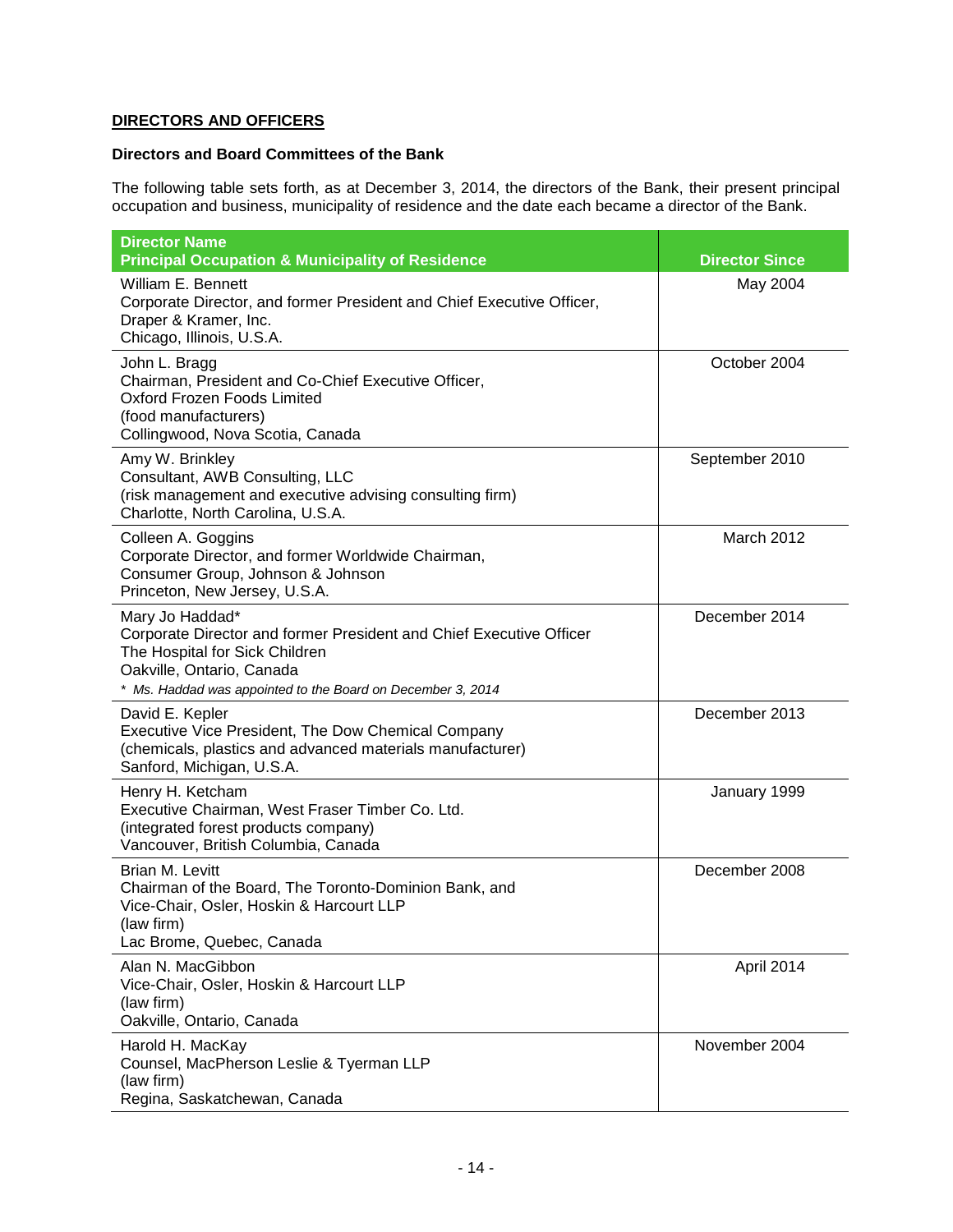## DIRECTORS AND OFFICERS

### Directors and Board Committees of the Bank

The following table sets forth, as at December 3, 2014, the directors of the Bank, their present principal occupation and business, municipality of residence and the date each became a director of the Bank.

| Director Name<br>Principal Occupation & Municipality of Residence | Director Since |
|---|---|
| William E. Bennett<br>Corporate Director, and former President and Chief Executive Officer, Draper & Kramer, Inc.<br>Chicago, Illinois, U.S.A. | May 2004 |
| John L. Bragg<br>Chairman, President and Co-Chief Executive Officer, Oxford Frozen Foods Limited<br>(food manufacturers)<br>Collingwood, Nova Scotia, Canada | October 2004 |
| Amy W. Brinkley<br>Consultant, AWB Consulting, LLC<br>(risk management and executive advising consulting firm)<br>Charlotte, North Carolina, U.S.A. | September 2010 |
| Colleen A. Goggins<br>Corporate Director, and former Worldwide Chairman, Consumer Group, Johnson & Johnson<br>Princeton, New Jersey, U.S.A. | March 2012 |
| Mary Jo Haddad*<br>Corporate Director and former President and Chief Executive Officer The Hospital for Sick Children<br>Oakville, Ontario, Canada<br>*\* Ms. Haddad was appointed to the Board on December 3, 2014* | December 2014 |
| David E. Kepler<br>Executive Vice President, The Dow Chemical Company<br>(chemicals, plastics and advanced materials manufacturer)<br>Sanford, Michigan, U.S.A. | December 2013 |
| Henry H. Ketcham<br>Executive Chairman, West Fraser Timber Co. Ltd.<br>(integrated forest products company)<br>Vancouver, British Columbia, Canada | January 1999 |
| Brian M. Levitt<br>Chairman of the Board, The Toronto-Dominion Bank, and Vice-Chair, Osler, Hoskin & Harcourt LLP<br>(law firm)<br>Lac Brome, Quebec, Canada | December 2008 |
| Alan N. MacGibbon<br>Vice-Chair, Osler, Hoskin & Harcourt LLP<br>(law firm)<br>Oakville, Ontario, Canada | April 2014 |
| Harold H. MacKay<br>Counsel, MacPherson Leslie & Tyerman LLP<br>(law firm)<br>Regina, Saskatchewan, Canada | November 2004 |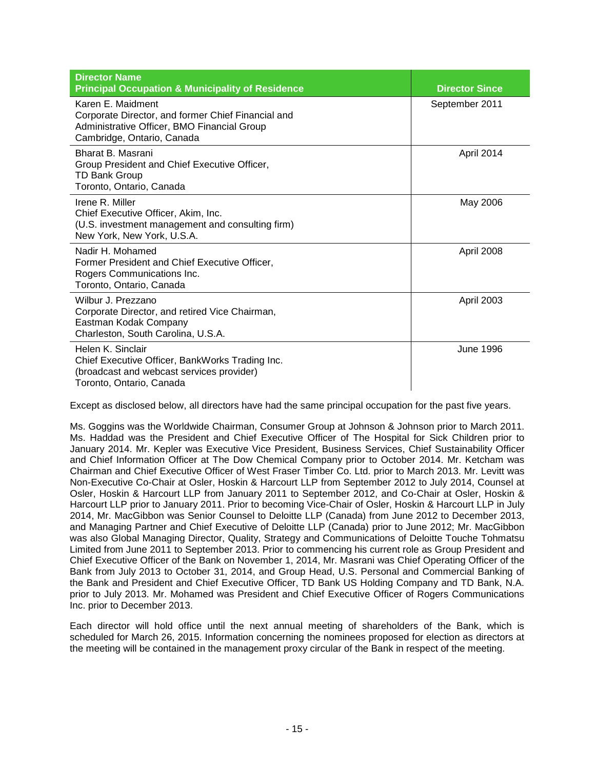| Director Name<br>Principal Occupation & Municipality of Residence | Director Since |
|---|---|
| Karen E. Maidment<br>Corporate Director, and former Chief Financial and Administrative Officer, BMO Financial Group<br>Cambridge, Ontario, Canada | September 2011 |
| Bharat B. Masrani<br>Group President and Chief Executive Officer, TD Bank Group<br>Toronto, Ontario, Canada | April 2014 |
| Irene R. Miller<br>Chief Executive Officer, Akim, Inc.<br>(U.S. investment management and consulting firm)<br>New York, New York, U.S.A. | May 2006 |
| Nadir H. Mohamed<br>Former President and Chief Executive Officer, Rogers Communications Inc.<br>Toronto, Ontario, Canada | April 2008 |
| Wilbur J. Prezzano<br>Corporate Director, and retired Vice Chairman, Eastman Kodak Company<br>Charleston, South Carolina, U.S.A. | April 2003 |
| Helen K. Sinclair<br>Chief Executive Officer, BankWorks Trading Inc.<br>(broadcast and webcast services provider)<br>Toronto, Ontario, Canada | June 1996 |

Except as disclosed below, all directors have had the same principal occupation for the past five years.

Ms. Goggins was the Worldwide Chairman, Consumer Group at Johnson & Johnson prior to March 2011. Ms. Haddad was the President and Chief Executive Officer of The Hospital for Sick Children prior to January 2014. Mr. Kepler was Executive Vice President, Business Services, Chief Sustainability Officer and Chief Information Officer at The Dow Chemical Company prior to October 2014. Mr. Ketcham was Chairman and Chief Executive Officer of West Fraser Timber Co. Ltd. prior to March 2013. Mr. Levitt was Non-Executive Co-Chair at Osler, Hoskin & Harcourt LLP from September 2012 to July 2014, Counsel at Osler, Hoskin & Harcourt LLP from January 2011 to September 2012, and Co-Chair at Osler, Hoskin & Harcourt LLP prior to January 2011. Prior to becoming Vice-Chair of Osler, Hoskin & Harcourt LLP in July 2014, Mr. MacGibbon was Senior Counsel to Deloitte LLP (Canada) from June 2012 to December 2013, and Managing Partner and Chief Executive of Deloitte LLP (Canada) prior to June 2012; Mr. MacGibbon was also Global Managing Director, Quality, Strategy and Communications of Deloitte Touche Tohmatsu Limited from June 2011 to September 2013. Prior to commencing his current role as Group President and Chief Executive Officer of the Bank on November 1, 2014, Mr. Masrani was Chief Operating Officer of the Bank from July 2013 to October 31, 2014, and Group Head, U.S. Personal and Commercial Banking of the Bank and President and Chief Executive Officer, TD Bank US Holding Company and TD Bank, N.A. prior to July 2013. Mr. Mohamed was President and Chief Executive Officer of Rogers Communications Inc. prior to December 2013.

Each director will hold office until the next annual meeting of shareholders of the Bank, which is scheduled for March 26, 2015. Information concerning the nominees proposed for election as directors at the meeting will be contained in the management proxy circular of the Bank in respect of the meeting.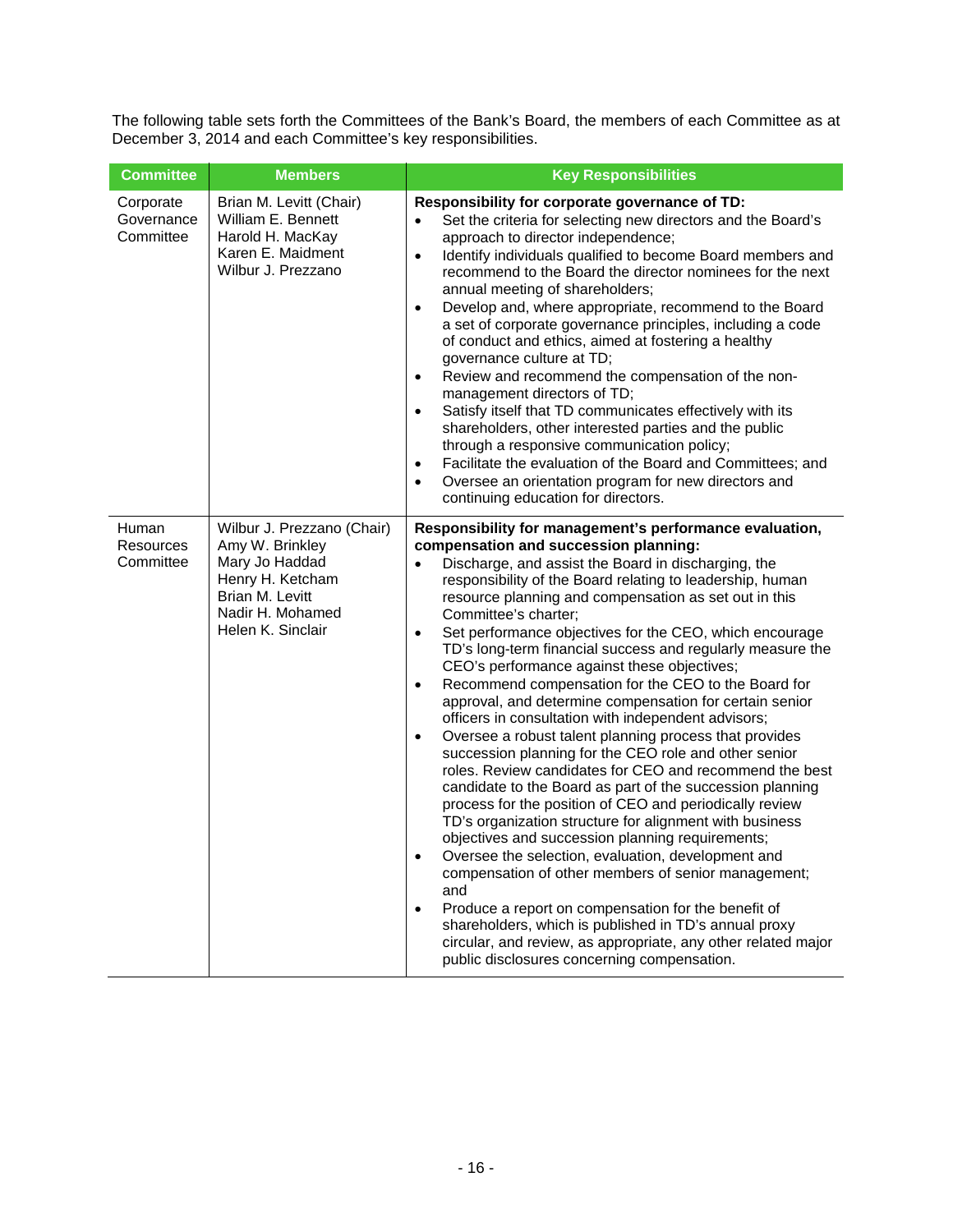The following table sets forth the Committees of the Bank's Board, the members of each Committee as at December 3, 2014 and each Committee's key responsibilities.

| Committee | Members | Key Responsibilities |
|---|---|---|
| Corporate Governance Committee | Brian M. Levitt (Chair)<br>William E. Bennett<br>Harold H. MacKay<br>Karen E. Maidment<br>Wilbur J. Prezzano | **Responsibility for corporate governance of TD:**<br>• Set the criteria for selecting new directors and the Board's approach to director independence;<br>• Identify individuals qualified to become Board members and recommend to the Board the director nominees for the next annual meeting of shareholders;<br>• Develop and, where appropriate, recommend to the Board a set of corporate governance principles, including a code of conduct and ethics, aimed at fostering a healthy governance culture at TD;<br>• Review and recommend the compensation of the non-management directors of TD;<br>• Satisfy itself that TD communicates effectively with its shareholders, other interested parties and the public through a responsive communication policy;<br>• Facilitate the evaluation of the Board and Committees; and<br>• Oversee an orientation program for new directors and continuing education for directors. |
| Human Resources Committee | Wilbur J. Prezzano (Chair)<br>Amy W. Brinkley<br>Mary Jo Haddad<br>Henry H. Ketcham<br>Brian M. Levitt<br>Nadir H. Mohamed<br>Helen K. Sinclair | **Responsibility for management's performance evaluation, compensation and succession planning:**<br>• Discharge, and assist the Board in discharging, the responsibility of the Board relating to leadership, human resource planning and compensation as set out in this Committee's charter;<br>• Set performance objectives for the CEO, which encourage TD's long-term financial success and regularly measure the CEO's performance against these objectives;<br>• Recommend compensation for the CEO to the Board for approval, and determine compensation for certain senior officers in consultation with independent advisors;<br>• Oversee a robust talent planning process that provides succession planning for the CEO role and other senior roles. Review candidates for CEO and recommend the best candidate to the Board as part of the succession planning process for the position of CEO and periodically review TD's organization structure for alignment with business objectives and succession planning requirements;<br>• Oversee the selection, evaluation, development and compensation of other members of senior management; and<br>• Produce a report on compensation for the benefit of shareholders, which is published in TD's annual proxy circular, and review, as appropriate, any other related major public disclosures concerning compensation. |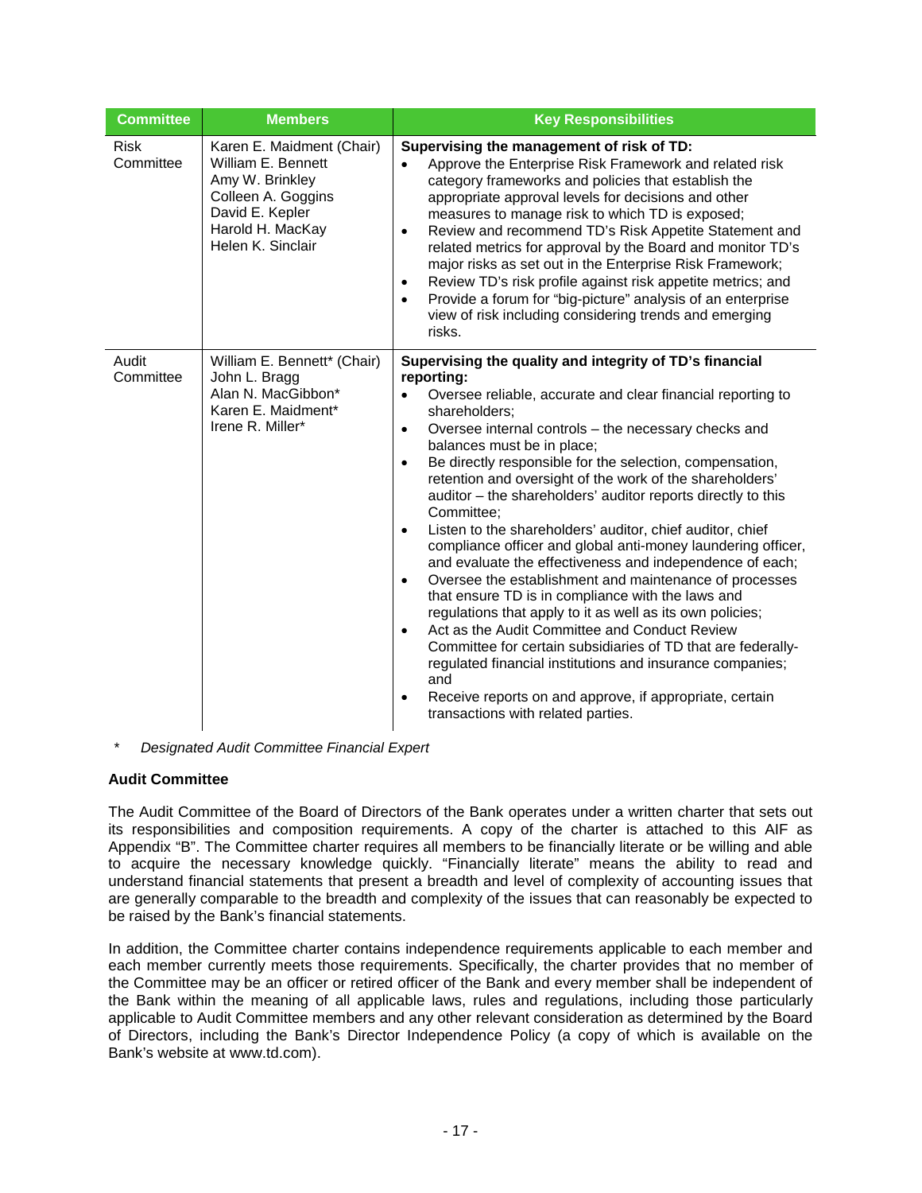| Committee | Members | Key Responsibilities |
|---|---|---|
| Risk Committee | Karen E. Maidment (Chair)<br>William E. Bennett<br>Amy W. Brinkley<br>Colleen A. Goggins<br>David E. Kepler<br>Harold H. MacKay<br>Helen K. Sinclair | **Supervising the management of risk of TD:**<br>• Approve the Enterprise Risk Framework and related risk category frameworks and policies that establish the appropriate approval levels for decisions and other measures to manage risk to which TD is exposed;<br>• Review and recommend TD's Risk Appetite Statement and related metrics for approval by the Board and monitor TD's major risks as set out in the Enterprise Risk Framework;<br>• Review TD's risk profile against risk appetite metrics; and<br>• Provide a forum for "big-picture" analysis of an enterprise view of risk including considering trends and emerging risks. |
| Audit Committee | William E. Bennett* (Chair)<br>John L. Bragg<br>Alan N. MacGibbon*<br>Karen E. Maidment*<br>Irene R. Miller* | **Supervising the quality and integrity of TD's financial reporting:**<br>• Oversee reliable, accurate and clear financial reporting to shareholders;<br>• Oversee internal controls – the necessary checks and balances must be in place;<br>• Be directly responsible for the selection, compensation, retention and oversight of the work of the shareholders' auditor – the shareholders' auditor reports directly to this Committee;<br>• Listen to the shareholders' auditor, chief auditor, chief compliance officer and global anti-money laundering officer, and evaluate the effectiveness and independence of each;<br>• Oversee the establishment and maintenance of processes that ensure TD is in compliance with the laws and regulations that apply to it as well as its own policies;<br>• Act as the Audit Committee and Conduct Review Committee for certain subsidiaries of TD that are federally-regulated financial institutions and insurance companies; and<br>• Receive reports on and approve, if appropriate, certain transactions with related parties. |

\* *Designated Audit Committee Financial Expert*

**Audit Committee**

The Audit Committee of the Board of Directors of the Bank operates under a written charter that sets out its responsibilities and composition requirements. A copy of the charter is attached to this AIF as Appendix "B". The Committee charter requires all members to be financially literate or be willing and able to acquire the necessary knowledge quickly. "Financially literate" means the ability to read and understand financial statements that present a breadth and level of complexity of accounting issues that are generally comparable to the breadth and complexity of the issues that can reasonably be expected to be raised by the Bank's financial statements.

In addition, the Committee charter contains independence requirements applicable to each member and each member currently meets those requirements. Specifically, the charter provides that no member of the Committee may be an officer or retired officer of the Bank and every member shall be independent of the Bank within the meaning of all applicable laws, rules and regulations, including those particularly applicable to Audit Committee members and any other relevant consideration as determined by the Board of Directors, including the Bank's Director Independence Policy (a copy of which is available on the Bank's website at www.td.com).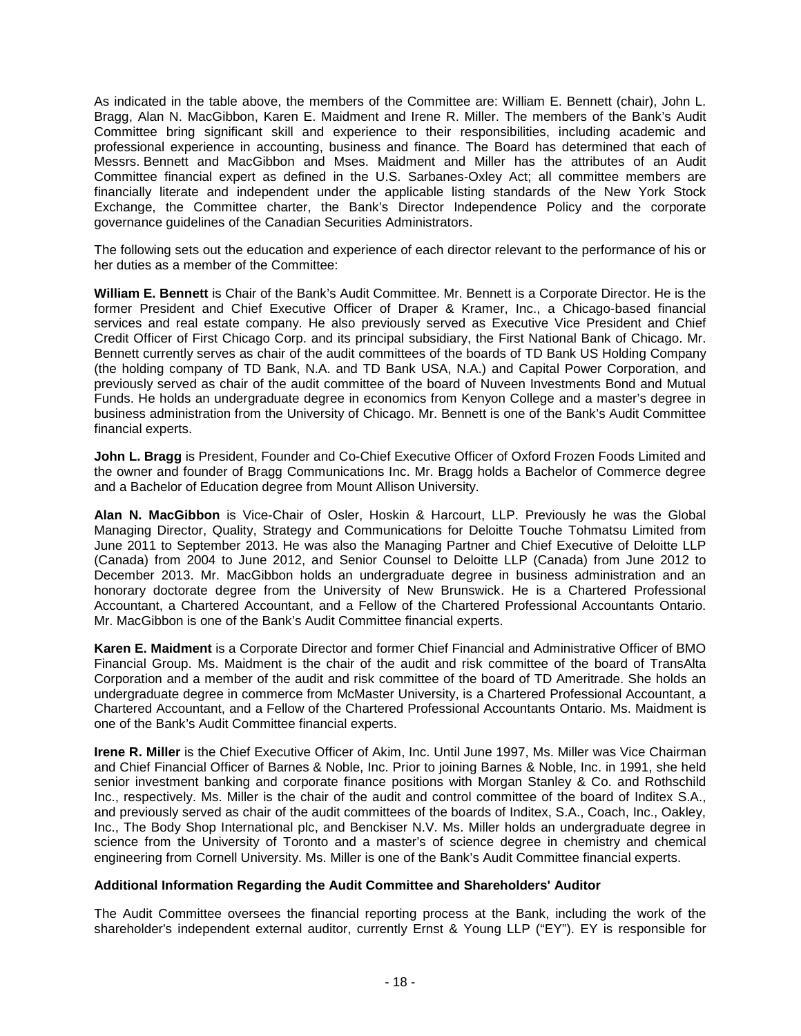As indicated in the table above, the members of the Committee are: William E. Bennett (chair), John L. Bragg, Alan N. MacGibbon, Karen E. Maidment and Irene R. Miller. The members of the Bank's Audit Committee bring significant skill and experience to their responsibilities, including academic and professional experience in accounting, business and finance. The Board has determined that each of Messrs. Bennett and MacGibbon and Mses. Maidment and Miller has the attributes of an Audit Committee financial expert as defined in the U.S. Sarbanes-Oxley Act; all committee members are financially literate and independent under the applicable listing standards of the New York Stock Exchange, the Committee charter, the Bank's Director Independence Policy and the corporate governance guidelines of the Canadian Securities Administrators.

The following sets out the education and experience of each director relevant to the performance of his or her duties as a member of the Committee:

**William E. Bennett** is Chair of the Bank's Audit Committee. Mr. Bennett is a Corporate Director. He is the former President and Chief Executive Officer of Draper & Kramer, Inc., a Chicago-based financial services and real estate company. He also previously served as Executive Vice President and Chief Credit Officer of First Chicago Corp. and its principal subsidiary, the First National Bank of Chicago. Mr. Bennett currently serves as chair of the audit committees of the boards of TD Bank US Holding Company (the holding company of TD Bank, N.A. and TD Bank USA, N.A.) and Capital Power Corporation, and previously served as chair of the audit committee of the board of Nuveen Investments Bond and Mutual Funds. He holds an undergraduate degree in economics from Kenyon College and a master's degree in business administration from the University of Chicago. Mr. Bennett is one of the Bank's Audit Committee financial experts.

**John L. Bragg** is President, Founder and Co-Chief Executive Officer of Oxford Frozen Foods Limited and the owner and founder of Bragg Communications Inc. Mr. Bragg holds a Bachelor of Commerce degree and a Bachelor of Education degree from Mount Allison University.

**Alan N. MacGibbon** is Vice-Chair of Osler, Hoskin & Harcourt, LLP. Previously he was the Global Managing Director, Quality, Strategy and Communications for Deloitte Touche Tohmatsu Limited from June 2011 to September 2013. He was also the Managing Partner and Chief Executive of Deloitte LLP (Canada) from 2004 to June 2012, and Senior Counsel to Deloitte LLP (Canada) from June 2012 to December 2013. Mr. MacGibbon holds an undergraduate degree in business administration and an honorary doctorate degree from the University of New Brunswick. He is a Chartered Professional Accountant, a Chartered Accountant, and a Fellow of the Chartered Professional Accountants Ontario. Mr. MacGibbon is one of the Bank's Audit Committee financial experts.

**Karen E. Maidment** is a Corporate Director and former Chief Financial and Administrative Officer of BMO Financial Group. Ms. Maidment is the chair of the audit and risk committee of the board of TransAlta Corporation and a member of the audit and risk committee of the board of TD Ameritrade. She holds an undergraduate degree in commerce from McMaster University, is a Chartered Professional Accountant, a Chartered Accountant, and a Fellow of the Chartered Professional Accountants Ontario. Ms. Maidment is one of the Bank's Audit Committee financial experts.

**Irene R. Miller** is the Chief Executive Officer of Akim, Inc. Until June 1997, Ms. Miller was Vice Chairman and Chief Financial Officer of Barnes & Noble, Inc. Prior to joining Barnes & Noble, Inc. in 1991, she held senior investment banking and corporate finance positions with Morgan Stanley & Co. and Rothschild Inc., respectively. Ms. Miller is the chair of the audit and control committee of the board of Inditex S.A., and previously served as chair of the audit committees of the boards of Inditex, S.A., Coach, Inc., Oakley, Inc., The Body Shop International plc, and Benckiser N.V. Ms. Miller holds an undergraduate degree in science from the University of Toronto and a master's of science degree in chemistry and chemical engineering from Cornell University. Ms. Miller is one of the Bank's Audit Committee financial experts.

**Additional Information Regarding the Audit Committee and Shareholders' Auditor**

The Audit Committee oversees the financial reporting process at the Bank, including the work of the shareholder's independent external auditor, currently Ernst & Young LLP ("EY"). EY is responsible for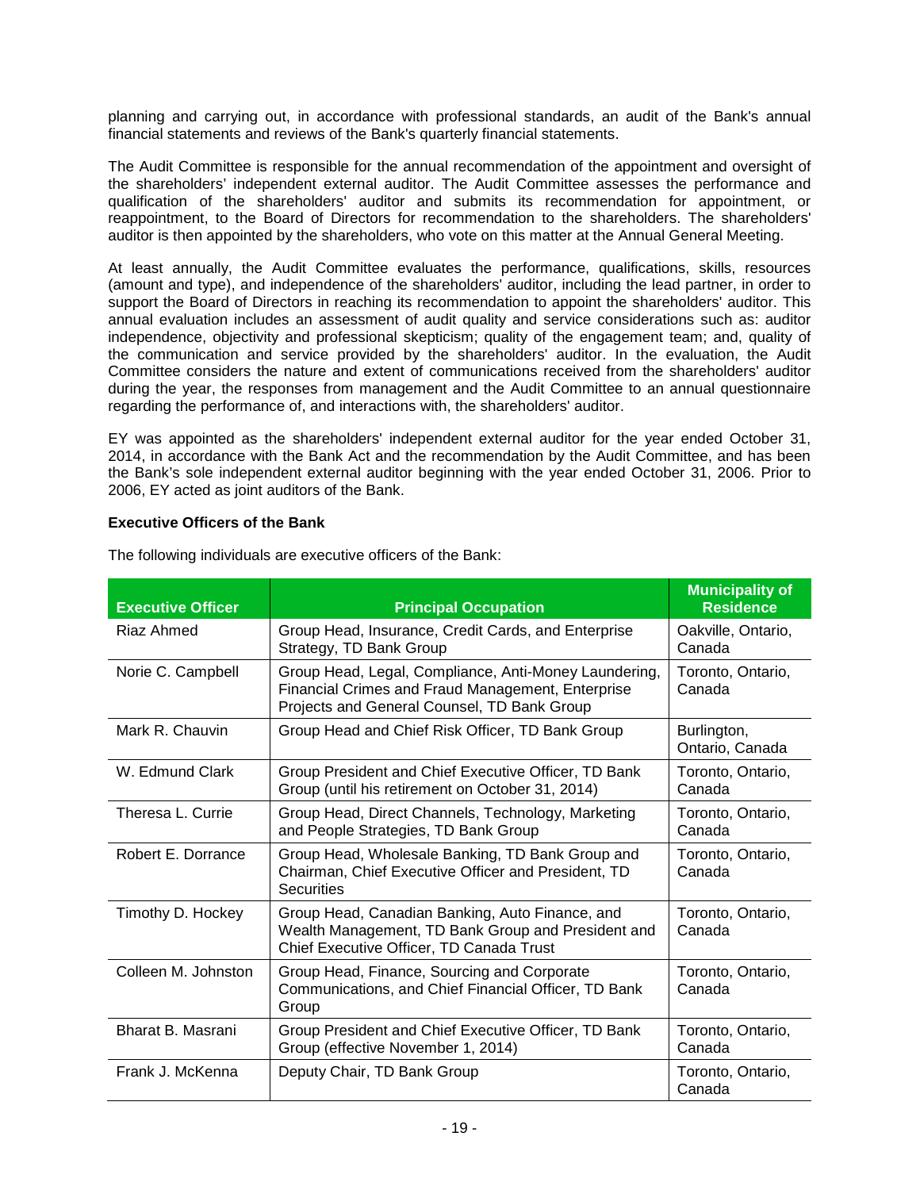planning and carrying out, in accordance with professional standards, an audit of the Bank's annual financial statements and reviews of the Bank's quarterly financial statements.

The Audit Committee is responsible for the annual recommendation of the appointment and oversight of the shareholders' independent external auditor. The Audit Committee assesses the performance and qualification of the shareholders' auditor and submits its recommendation for appointment, or reappointment, to the Board of Directors for recommendation to the shareholders. The shareholders' auditor is then appointed by the shareholders, who vote on this matter at the Annual General Meeting.

At least annually, the Audit Committee evaluates the performance, qualifications, skills, resources (amount and type), and independence of the shareholders' auditor, including the lead partner, in order to support the Board of Directors in reaching its recommendation to appoint the shareholders' auditor. This annual evaluation includes an assessment of audit quality and service considerations such as: auditor independence, objectivity and professional skepticism; quality of the engagement team; and, quality of the communication and service provided by the shareholders' auditor. In the evaluation, the Audit Committee considers the nature and extent of communications received from the shareholders' auditor during the year, the responses from management and the Audit Committee to an annual questionnaire regarding the performance of, and interactions with, the shareholders' auditor.

EY was appointed as the shareholders' independent external auditor for the year ended October 31, 2014, in accordance with the Bank Act and the recommendation by the Audit Committee, and has been the Bank's sole independent external auditor beginning with the year ended October 31, 2006. Prior to 2006, EY acted as joint auditors of the Bank.

**Executive Officers of the Bank**

The following individuals are executive officers of the Bank:

| Executive Officer | Principal Occupation | Municipality of Residence |
|---|---|---|
| Riaz Ahmed | Group Head, Insurance, Credit Cards, and Enterprise Strategy, TD Bank Group | Oakville, Ontario, Canada |
| Norie C. Campbell | Group Head, Legal, Compliance, Anti-Money Laundering, Financial Crimes and Fraud Management, Enterprise Projects and General Counsel, TD Bank Group | Toronto, Ontario, Canada |
| Mark R. Chauvin | Group Head and Chief Risk Officer, TD Bank Group | Burlington, Ontario, Canada |
| W. Edmund Clark | Group President and Chief Executive Officer, TD Bank Group (until his retirement on October 31, 2014) | Toronto, Ontario, Canada |
| Theresa L. Currie | Group Head, Direct Channels, Technology, Marketing and People Strategies, TD Bank Group | Toronto, Ontario, Canada |
| Robert E. Dorrance | Group Head, Wholesale Banking, TD Bank Group and Chairman, Chief Executive Officer and President, TD Securities | Toronto, Ontario, Canada |
| Timothy D. Hockey | Group Head, Canadian Banking, Auto Finance, and Wealth Management, TD Bank Group and President and Chief Executive Officer, TD Canada Trust | Toronto, Ontario, Canada |
| Colleen M. Johnston | Group Head, Finance, Sourcing and Corporate Communications, and Chief Financial Officer, TD Bank Group | Toronto, Ontario, Canada |
| Bharat B. Masrani | Group President and Chief Executive Officer, TD Bank Group (effective November 1, 2014) | Toronto, Ontario, Canada |
| Frank J. McKenna | Deputy Chair, TD Bank Group | Toronto, Ontario, Canada |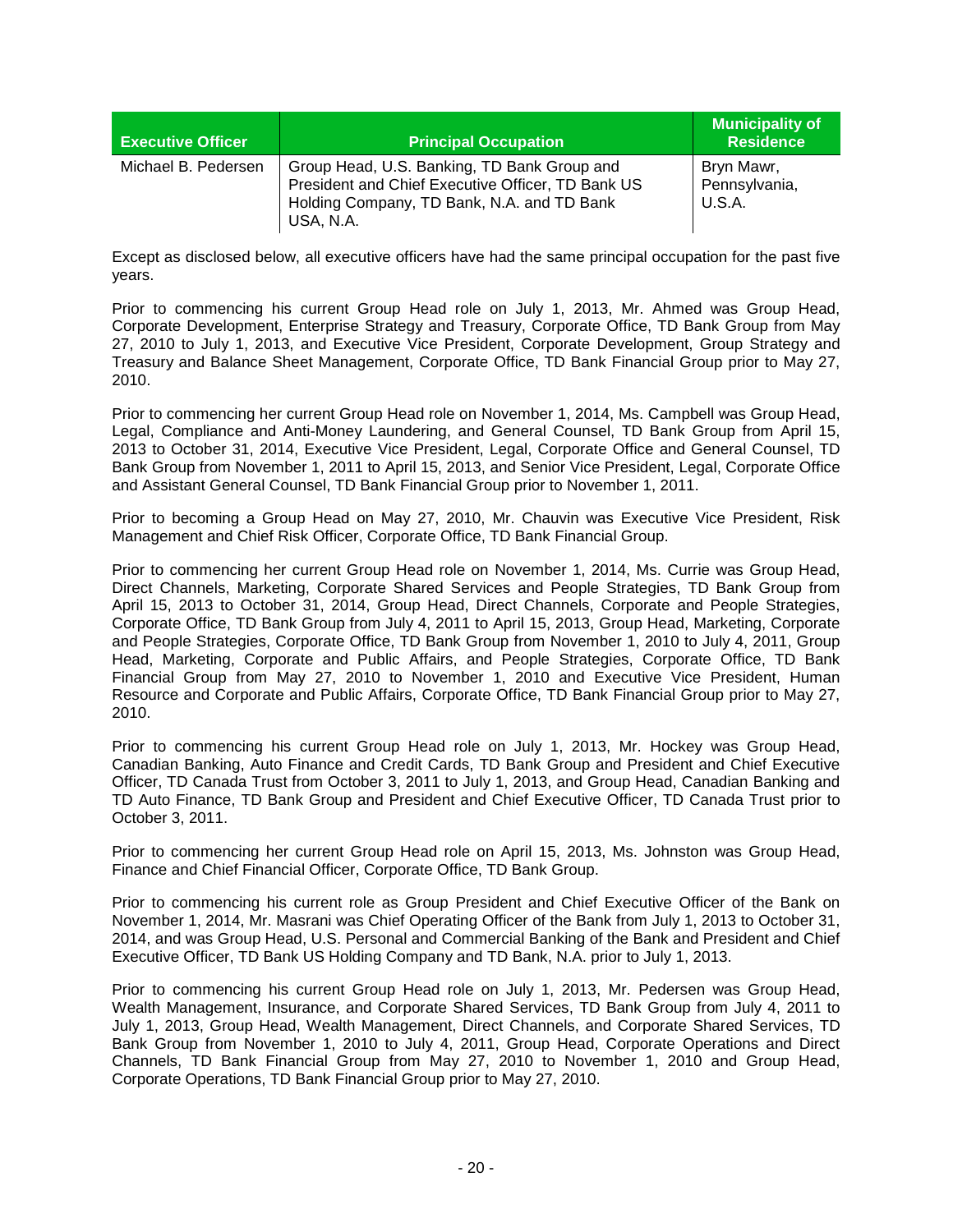| Executive Officer | Principal Occupation | Municipality of Residence |
| --- | --- | --- |
| Michael B. Pedersen | Group Head, U.S. Banking, TD Bank Group and President and Chief Executive Officer, TD Bank US Holding Company, TD Bank, N.A. and TD Bank USA, N.A. | Bryn Mawr, Pennsylvania, U.S.A. |

Except as disclosed below, all executive officers have had the same principal occupation for the past five years.

Prior to commencing his current Group Head role on July 1, 2013, Mr. Ahmed was Group Head, Corporate Development, Enterprise Strategy and Treasury, Corporate Office, TD Bank Group from May 27, 2010 to July 1, 2013, and Executive Vice President, Corporate Development, Group Strategy and Treasury and Balance Sheet Management, Corporate Office, TD Bank Financial Group prior to May 27, 2010.

Prior to commencing her current Group Head role on November 1, 2014, Ms. Campbell was Group Head, Legal, Compliance and Anti-Money Laundering, and General Counsel, TD Bank Group from April 15, 2013 to October 31, 2014, Executive Vice President, Legal, Corporate Office and General Counsel, TD Bank Group from November 1, 2011 to April 15, 2013, and Senior Vice President, Legal, Corporate Office and Assistant General Counsel, TD Bank Financial Group prior to November 1, 2011.

Prior to becoming a Group Head on May 27, 2010, Mr. Chauvin was Executive Vice President, Risk Management and Chief Risk Officer, Corporate Office, TD Bank Financial Group.

Prior to commencing her current Group Head role on November 1, 2014, Ms. Currie was Group Head, Direct Channels, Marketing, Corporate Shared Services and People Strategies, TD Bank Group from April 15, 2013 to October 31, 2014, Group Head, Direct Channels, Corporate and People Strategies, Corporate Office, TD Bank Group from July 4, 2011 to April 15, 2013, Group Head, Marketing, Corporate and People Strategies, Corporate Office, TD Bank Group from November 1, 2010 to July 4, 2011, Group Head, Marketing, Corporate and Public Affairs, and People Strategies, Corporate Office, TD Bank Financial Group from May 27, 2010 to November 1, 2010 and Executive Vice President, Human Resource and Corporate and Public Affairs, Corporate Office, TD Bank Financial Group prior to May 27, 2010.

Prior to commencing his current Group Head role on July 1, 2013, Mr. Hockey was Group Head, Canadian Banking, Auto Finance and Credit Cards, TD Bank Group and President and Chief Executive Officer, TD Canada Trust from October 3, 2011 to July 1, 2013, and Group Head, Canadian Banking and TD Auto Finance, TD Bank Group and President and Chief Executive Officer, TD Canada Trust prior to October 3, 2011.

Prior to commencing her current Group Head role on April 15, 2013, Ms. Johnston was Group Head, Finance and Chief Financial Officer, Corporate Office, TD Bank Group.

Prior to commencing his current role as Group President and Chief Executive Officer of the Bank on November 1, 2014, Mr. Masrani was Chief Operating Officer of the Bank from July 1, 2013 to October 31, 2014, and was Group Head, U.S. Personal and Commercial Banking of the Bank and President and Chief Executive Officer, TD Bank US Holding Company and TD Bank, N.A. prior to July 1, 2013.

Prior to commencing his current Group Head role on July 1, 2013, Mr. Pedersen was Group Head, Wealth Management, Insurance, and Corporate Shared Services, TD Bank Group from July 4, 2011 to July 1, 2013, Group Head, Wealth Management, Direct Channels, and Corporate Shared Services, TD Bank Group from November 1, 2010 to July 4, 2011, Group Head, Corporate Operations and Direct Channels, TD Bank Financial Group from May 27, 2010 to November 1, 2010 and Group Head, Corporate Operations, TD Bank Financial Group prior to May 27, 2010.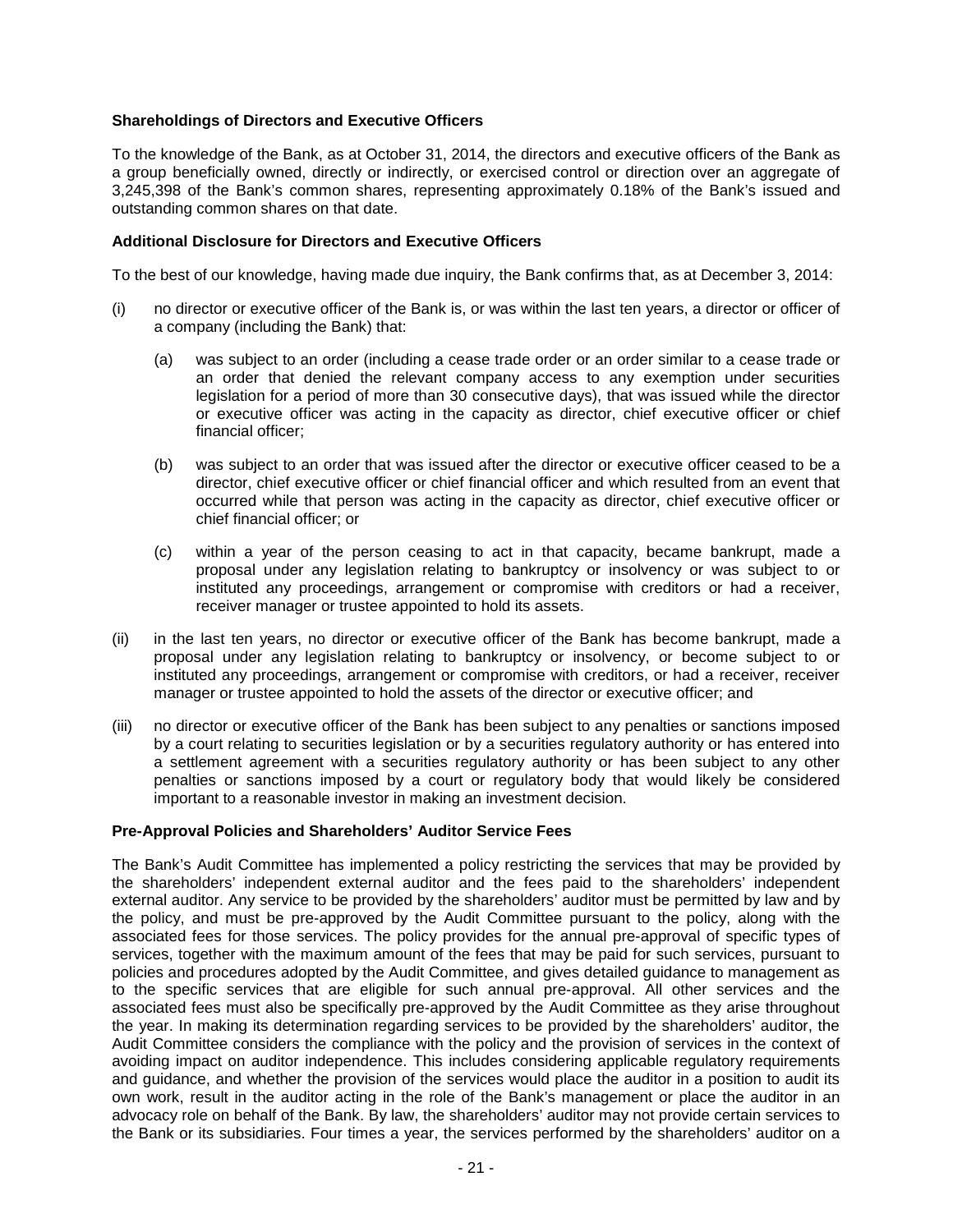### Shareholdings of Directors and Executive Officers

To the knowledge of the Bank, as at October 31, 2014, the directors and executive officers of the Bank as a group beneficially owned, directly or indirectly, or exercised control or direction over an aggregate of 3,245,398 of the Bank's common shares, representing approximately 0.18% of the Bank's issued and outstanding common shares on that date.

### Additional Disclosure for Directors and Executive Officers

To the best of our knowledge, having made due inquiry, the Bank confirms that, as at December 3, 2014:

(i) no director or executive officer of the Bank is, or was within the last ten years, a director or officer of a company (including the Bank) that:

   (a) was subject to an order (including a cease trade order or an order similar to a cease trade or an order that denied the relevant company access to any exemption under securities legislation for a period of more than 30 consecutive days), that was issued while the director or executive officer was acting in the capacity as director, chief executive officer or chief financial officer;

   (b) was subject to an order that was issued after the director or executive officer ceased to be a director, chief executive officer or chief financial officer and which resulted from an event that occurred while that person was acting in the capacity as director, chief executive officer or chief financial officer; or

   (c) within a year of the person ceasing to act in that capacity, became bankrupt, made a proposal under any legislation relating to bankruptcy or insolvency or was subject to or instituted any proceedings, arrangement or compromise with creditors or had a receiver, receiver manager or trustee appointed to hold its assets.

(ii) in the last ten years, no director or executive officer of the Bank has become bankrupt, made a proposal under any legislation relating to bankruptcy or insolvency, or become subject to or instituted any proceedings, arrangement or compromise with creditors, or had a receiver, receiver manager or trustee appointed to hold the assets of the director or executive officer; and

(iii) no director or executive officer of the Bank has been subject to any penalties or sanctions imposed by a court relating to securities legislation or by a securities regulatory authority or has entered into a settlement agreement with a securities regulatory authority or has been subject to any other penalties or sanctions imposed by a court or regulatory body that would likely be considered important to a reasonable investor in making an investment decision.

### Pre-Approval Policies and Shareholders' Auditor Service Fees

The Bank's Audit Committee has implemented a policy restricting the services that may be provided by the shareholders' independent external auditor and the fees paid to the shareholders' independent external auditor. Any service to be provided by the shareholders' auditor must be permitted by law and by the policy, and must be pre-approved by the Audit Committee pursuant to the policy, along with the associated fees for those services. The policy provides for the annual pre-approval of specific types of services, together with the maximum amount of the fees that may be paid for such services, pursuant to policies and procedures adopted by the Audit Committee, and gives detailed guidance to management as to the specific services that are eligible for such annual pre-approval. All other services and the associated fees must also be specifically pre-approved by the Audit Committee as they arise throughout the year. In making its determination regarding services to be provided by the shareholders' auditor, the Audit Committee considers the compliance with the policy and the provision of services in the context of avoiding impact on auditor independence. This includes considering applicable regulatory requirements and guidance, and whether the provision of the services would place the auditor in a position to audit its own work, result in the auditor acting in the role of the Bank's management or place the auditor in an advocacy role on behalf of the Bank. By law, the shareholders' auditor may not provide certain services to the Bank or its subsidiaries. Four times a year, the services performed by the shareholders' auditor on a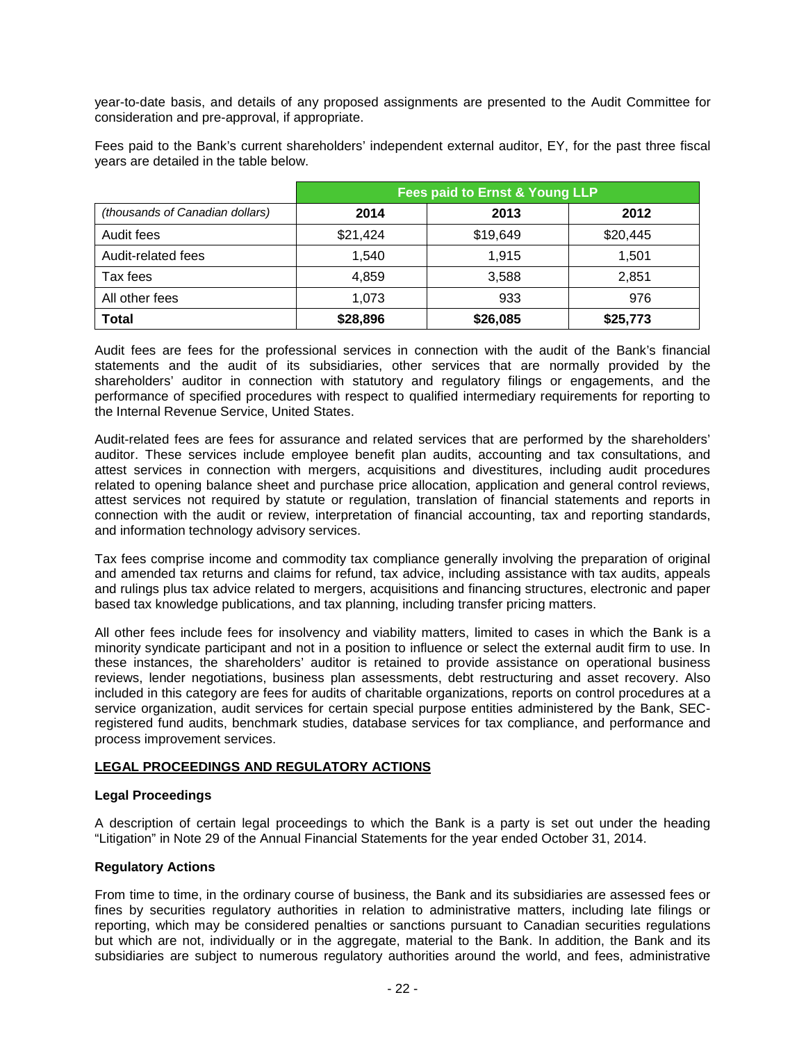year-to-date basis, and details of any proposed assignments are presented to the Audit Committee for consideration and pre-approval, if appropriate.

Fees paid to the Bank's current shareholders' independent external auditor, EY, for the past three fiscal years are detailed in the table below.

| | Fees paid to Ernst & Young LLP | | |
|---|---|---|---|
| *(thousands of Canadian dollars)* | **2014** | **2013** | **2012** |
| Audit fees | $21,424 | $19,649 | $20,445 |
| Audit-related fees | 1,540 | 1,915 | 1,501 |
| Tax fees | 4,859 | 3,588 | 2,851 |
| All other fees | 1,073 | 933 | 976 |
| **Total** | **$28,896** | **$26,085** | **$25,773** |

Audit fees are fees for the professional services in connection with the audit of the Bank's financial statements and the audit of its subsidiaries, other services that are normally provided by the shareholders' auditor in connection with statutory and regulatory filings or engagements, and the performance of specified procedures with respect to qualified intermediary requirements for reporting to the Internal Revenue Service, United States.

Audit-related fees are fees for assurance and related services that are performed by the shareholders' auditor. These services include employee benefit plan audits, accounting and tax consultations, and attest services in connection with mergers, acquisitions and divestitures, including audit procedures related to opening balance sheet and purchase price allocation, application and general control reviews, attest services not required by statute or regulation, translation of financial statements and reports in connection with the audit or review, interpretation of financial accounting, tax and reporting standards, and information technology advisory services.

Tax fees comprise income and commodity tax compliance generally involving the preparation of original and amended tax returns and claims for refund, tax advice, including assistance with tax audits, appeals and rulings plus tax advice related to mergers, acquisitions and financing structures, electronic and paper based tax knowledge publications, and tax planning, including transfer pricing matters.

All other fees include fees for insolvency and viability matters, limited to cases in which the Bank is a minority syndicate participant and not in a position to influence or select the external audit firm to use. In these instances, the shareholders' auditor is retained to provide assistance on operational business reviews, lender negotiations, business plan assessments, debt restructuring and asset recovery. Also included in this category are fees for audits of charitable organizations, reports on control procedures at a service organization, audit services for certain special purpose entities administered by the Bank, SEC-registered fund audits, benchmark studies, database services for tax compliance, and performance and process improvement services.

## LEGAL PROCEEDINGS AND REGULATORY ACTIONS

### Legal Proceedings

A description of certain legal proceedings to which the Bank is a party is set out under the heading "Litigation" in Note 29 of the Annual Financial Statements for the year ended October 31, 2014.

### Regulatory Actions

From time to time, in the ordinary course of business, the Bank and its subsidiaries are assessed fees or fines by securities regulatory authorities in relation to administrative matters, including late filings or reporting, which may be considered penalties or sanctions pursuant to Canadian securities regulations but which are not, individually or in the aggregate, material to the Bank. In addition, the Bank and its subsidiaries are subject to numerous regulatory authorities around the world, and fees, administrative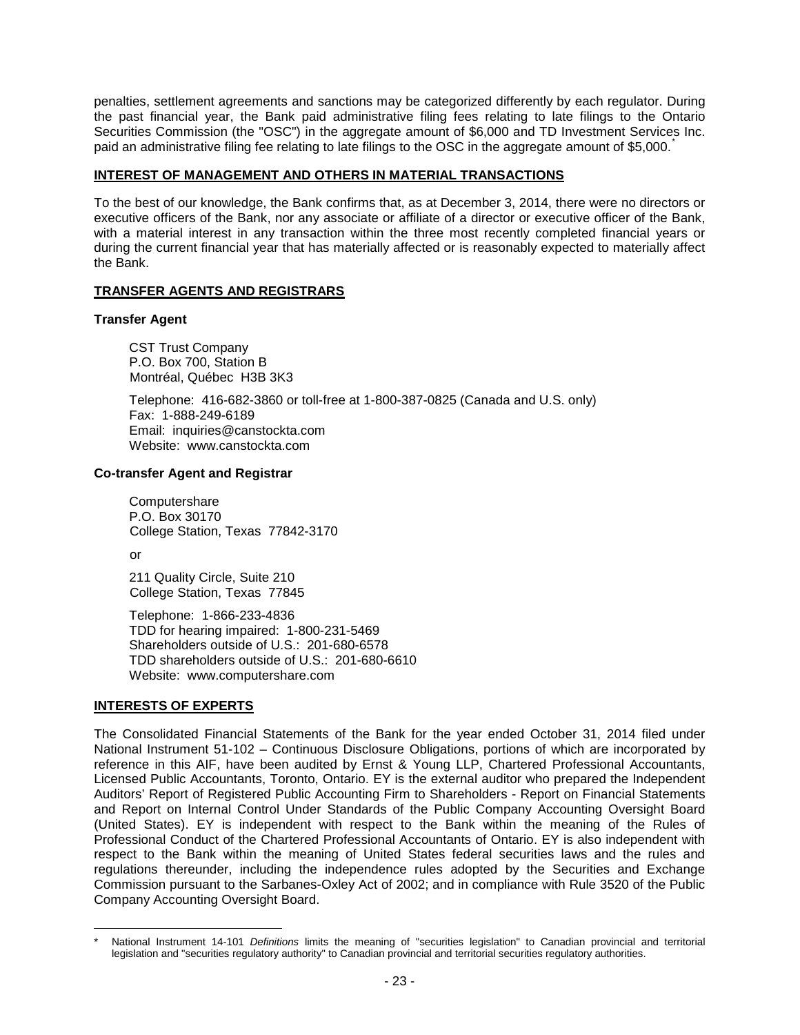penalties, settlement agreements and sanctions may be categorized differently by each regulator. During the past financial year, the Bank paid administrative filing fees relating to late filings to the Ontario Securities Commission (the "OSC") in the aggregate amount of $6,000 and TD Investment Services Inc. paid an administrative filing fee relating to late filings to the OSC in the aggregate amount of $5,000.*

## INTEREST OF MANAGEMENT AND OTHERS IN MATERIAL TRANSACTIONS

To the best of our knowledge, the Bank confirms that, as at December 3, 2014, there were no directors or executive officers of the Bank, nor any associate or affiliate of a director or executive officer of the Bank, with a material interest in any transaction within the three most recently completed financial years or during the current financial year that has materially affected or is reasonably expected to materially affect the Bank.

## TRANSFER AGENTS AND REGISTRARS

### Transfer Agent

CST Trust Company
P.O. Box 700, Station B
Montréal, Québec H3B 3K3

Telephone: 416-682-3860 or toll-free at 1-800-387-0825 (Canada and U.S. only)
Fax: 1-888-249-6189
Email: inquiries@canstockta.com
Website: www.canstockta.com

### Co-transfer Agent and Registrar

Computershare
P.O. Box 30170
College Station, Texas 77842-3170

or

211 Quality Circle, Suite 210
College Station, Texas 77845

Telephone: 1-866-233-4836
TDD for hearing impaired: 1-800-231-5469
Shareholders outside of U.S.: 201-680-6578
TDD shareholders outside of U.S.: 201-680-6610
Website: www.computershare.com

## INTERESTS OF EXPERTS

The Consolidated Financial Statements of the Bank for the year ended October 31, 2014 filed under National Instrument 51-102 – Continuous Disclosure Obligations, portions of which are incorporated by reference in this AIF, have been audited by Ernst & Young LLP, Chartered Professional Accountants, Licensed Public Accountants, Toronto, Ontario. EY is the external auditor who prepared the Independent Auditors' Report of Registered Public Accounting Firm to Shareholders - Report on Financial Statements and Report on Internal Control Under Standards of the Public Company Accounting Oversight Board (United States). EY is independent with respect to the Bank within the meaning of the Rules of Professional Conduct of the Chartered Professional Accountants of Ontario. EY is also independent with respect to the Bank within the meaning of United States federal securities laws and the rules and regulations thereunder, including the independence rules adopted by the Securities and Exchange Commission pursuant to the Sarbanes-Oxley Act of 2002; and in compliance with Rule 3520 of the Public Company Accounting Oversight Board.

---

* National Instrument 14-101 *Definitions* limits the meaning of "securities legislation" to Canadian provincial and territorial legislation and "securities regulatory authority" to Canadian provincial and territorial securities regulatory authorities.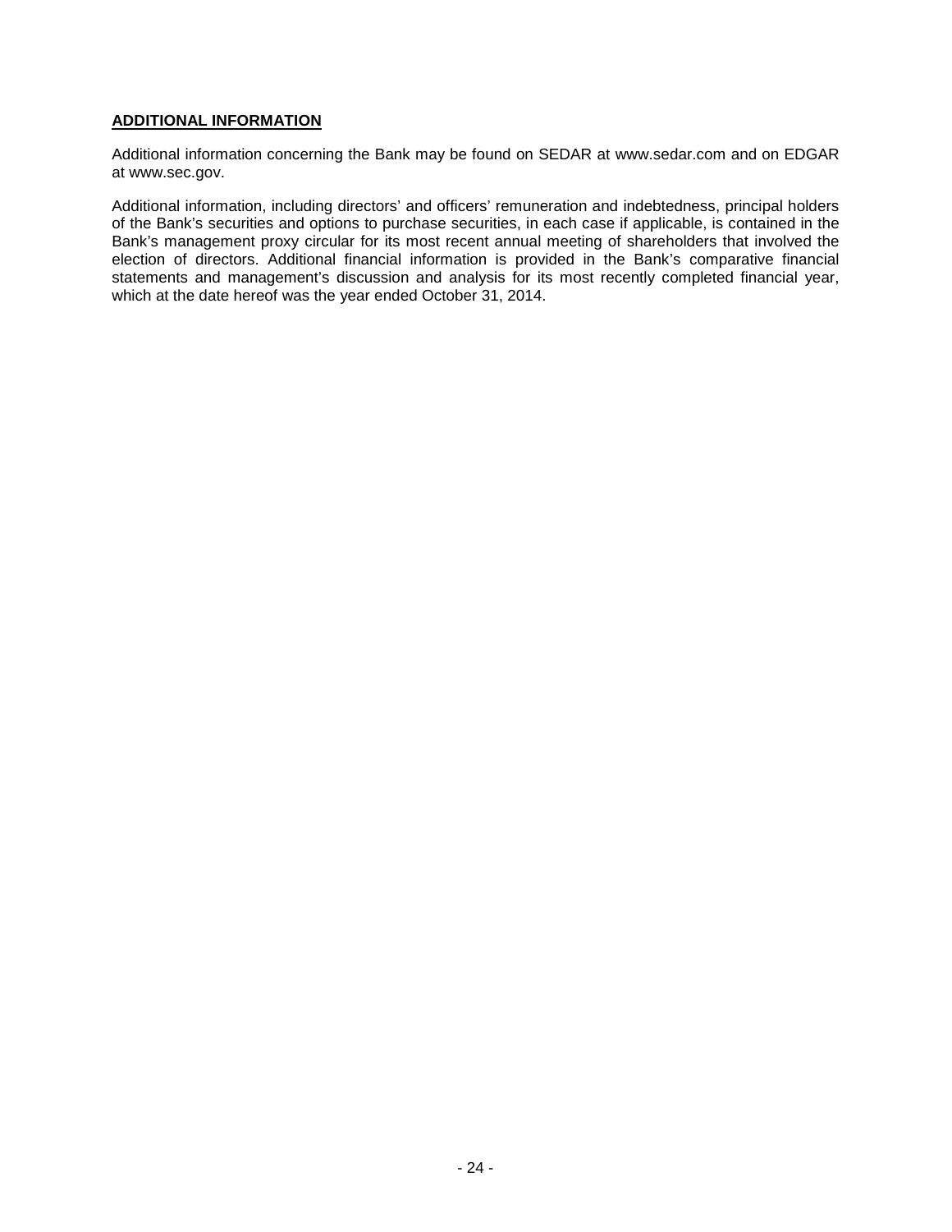## **ADDITIONAL INFORMATION**

Additional information concerning the Bank may be found on SEDAR at www.sedar.com and on EDGAR at www.sec.gov.

Additional information, including directors' and officers' remuneration and indebtedness, principal holders of the Bank's securities and options to purchase securities, in each case if applicable, is contained in the Bank's management proxy circular for its most recent annual meeting of shareholders that involved the election of directors. Additional financial information is provided in the Bank's comparative financial statements and management's discussion and analysis for its most recently completed financial year, which at the date hereof was the year ended October 31, 2014.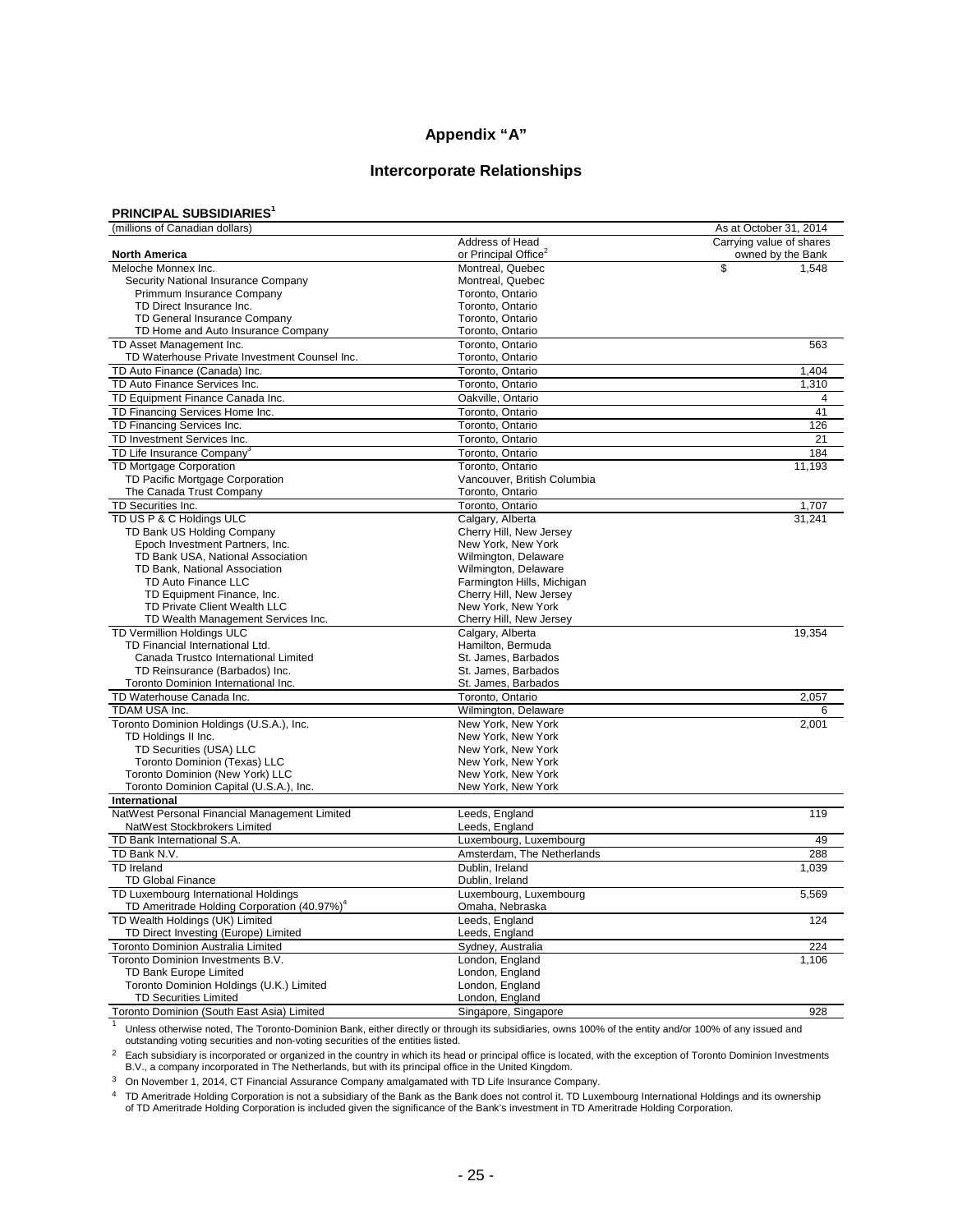# Appendix "A"

## Intercorporate Relationships

**PRINCIPAL SUBSIDIARIES**[1]

| (millions of Canadian dollars) | | As at October 31, 2014 |
|---|---|---|
| **North America** | Address of Head or Principal Office[2] | Carrying value of shares owned by the Bank |
| Meloche Monnex Inc. | Montreal, Quebec | $ 1,548 |
| Security National Insurance Company | Montreal, Quebec | |
| Primmum Insurance Company | Toronto, Ontario | |
| TD Direct Insurance Inc. | Toronto, Ontario | |
| TD General Insurance Company | Toronto, Ontario | |
| TD Home and Auto Insurance Company | Toronto, Ontario | |
| TD Asset Management Inc. | Toronto, Ontario | 563 |
| TD Waterhouse Private Investment Counsel Inc. | Toronto, Ontario | |
| TD Auto Finance (Canada) Inc. | Toronto, Ontario | 1,404 |
| TD Auto Finance Services Inc. | Toronto, Ontario | 1,310 |
| TD Equipment Finance Canada Inc. | Oakville, Ontario | 4 |
| TD Financing Services Home Inc. | Toronto, Ontario | 41 |
| TD Financing Services Inc. | Toronto, Ontario | 126 |
| TD Investment Services Inc. | Toronto, Ontario | 21 |
| TD Life Insurance Company[3] | Toronto, Ontario | 184 |
| TD Mortgage Corporation | Toronto, Ontario | 11,193 |
| TD Pacific Mortgage Corporation | Vancouver, British Columbia | |
| The Canada Trust Company | Toronto, Ontario | |
| TD Securities Inc. | Toronto, Ontario | 1,707 |
| TD US P & C Holdings ULC | Calgary, Alberta | 31,241 |
| TD Bank US Holding Company | Cherry Hill, New Jersey | |
| Epoch Investment Partners, Inc. | New York, New York | |
| TD Bank USA, National Association | Wilmington, Delaware | |
| TD Bank, National Association | Wilmington, Delaware | |
| TD Auto Finance LLC | Farmington Hills, Michigan | |
| TD Equipment Finance, Inc. | Cherry Hill, New Jersey | |
| TD Private Client Wealth LLC | New York, New York | |
| TD Wealth Management Services Inc. | Cherry Hill, New Jersey | |
| TD Vermillion Holdings ULC | Calgary, Alberta | 19,354 |
| TD Financial International Ltd. | Hamilton, Bermuda | |
| Canada Trustco International Limited | St. James, Barbados | |
| TD Reinsurance (Barbados) Inc. | St. James, Barbados | |
| Toronto Dominion International Inc. | St. James, Barbados | |
| TD Waterhouse Canada Inc. | Toronto, Ontario | 2,057 |
| TDAM USA Inc. | Wilmington, Delaware | 6 |
| Toronto Dominion Holdings (U.S.A.), Inc. | New York, New York | 2,001 |
| TD Holdings II Inc. | New York, New York | |
| TD Securities (USA) LLC | New York, New York | |
| Toronto Dominion (Texas) LLC | New York, New York | |
| Toronto Dominion (New York) LLC | New York, New York | |
| Toronto Dominion Capital (U.S.A.), Inc. | New York, New York | |
| **International** | | |
| NatWest Personal Financial Management Limited | Leeds, England | 119 |
| NatWest Stockbrokers Limited | Leeds, England | |
| TD Bank International S.A. | Luxembourg, Luxembourg | 49 |
| TD Bank N.V. | Amsterdam, The Netherlands | 288 |
| TD Ireland | Dublin, Ireland | 1,039 |
| TD Global Finance | Dublin, Ireland | |
| TD Luxembourg International Holdings | Luxembourg, Luxembourg | 5,569 |
| TD Ameritrade Holding Corporation (40.97%)[4] | Omaha, Nebraska | |
| TD Wealth Holdings (UK) Limited | Leeds, England | 124 |
| TD Direct Investing (Europe) Limited | Leeds, England | |
| Toronto Dominion Australia Limited | Sydney, Australia | 224 |
| Toronto Dominion Investments B.V. | London, England | 1,106 |
| TD Bank Europe Limited | London, England | |
| Toronto Dominion Holdings (U.K.) Limited | London, England | |
| TD Securities Limited | London, England | |
| Toronto Dominion (South East Asia) Limited | Singapore, Singapore | 928 |

[1] Unless otherwise noted, The Toronto-Dominion Bank, either directly or through its subsidiaries, owns 100% of the entity and/or 100% of any issued and outstanding voting securities and non-voting securities of the entities listed.

[2] Each subsidiary is incorporated or organized in the country in which its head or principal office is located, with the exception of Toronto Dominion Investments B.V., a company incorporated in The Netherlands, but with its principal office in the United Kingdom.

[3] On November 1, 2014, CT Financial Assurance Company amalgamated with TD Life Insurance Company.

[4] TD Ameritrade Holding Corporation is not a subsidiary of the Bank as the Bank does not control it. TD Luxembourg International Holdings and its ownership of TD Ameritrade Holding Corporation is included given the significance of the Bank's investment in TD Ameritrade Holding Corporation.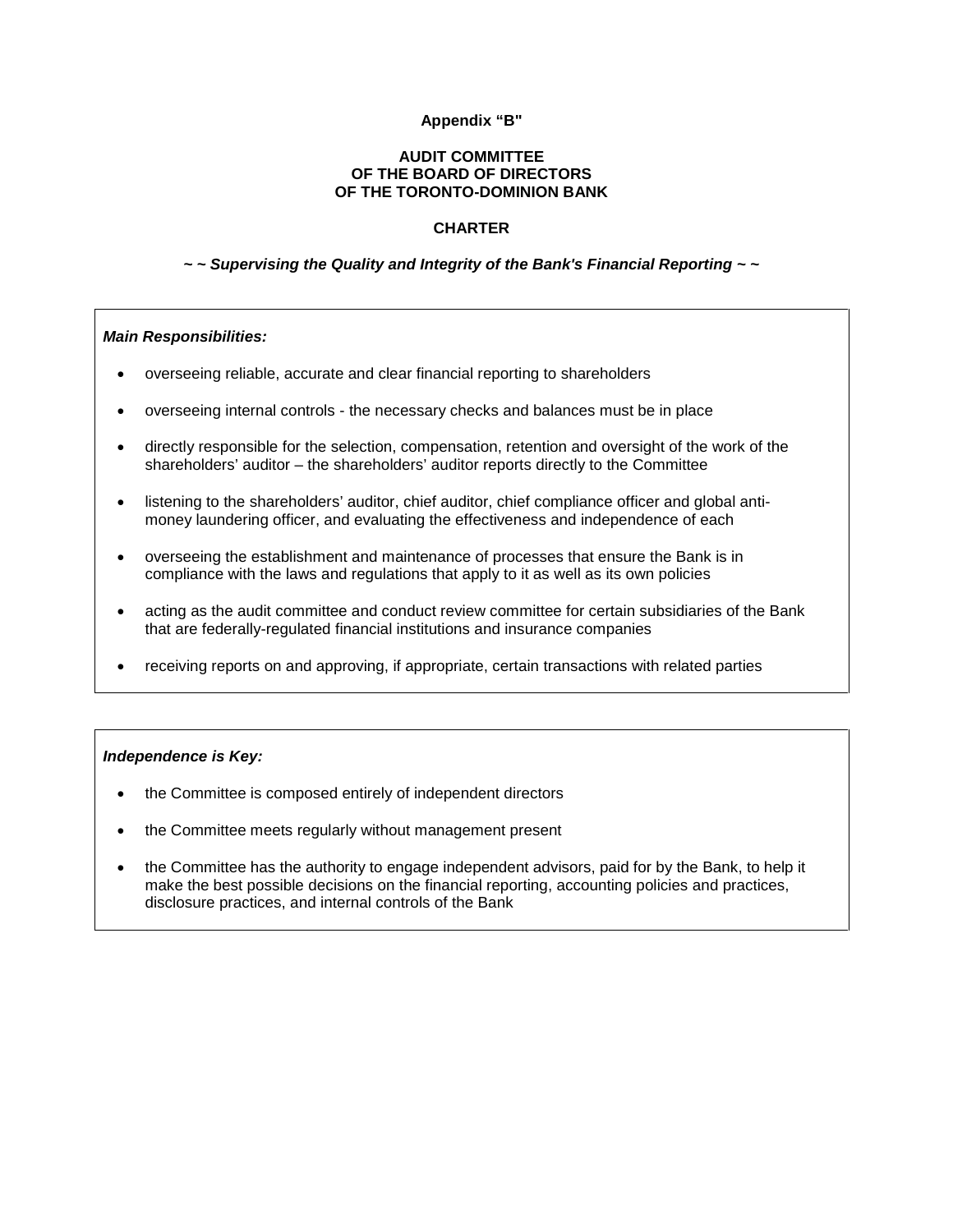**Appendix "B"**

**AUDIT COMMITTEE**
**OF THE BOARD OF DIRECTORS**
**OF THE TORONTO-DOMINION BANK**

**CHARTER**

***~ ~ Supervising the Quality and Integrity of the Bank's Financial Reporting ~ ~***

***Main Responsibilities:***

- overseeing reliable, accurate and clear financial reporting to shareholders
- overseeing internal controls - the necessary checks and balances must be in place
- directly responsible for the selection, compensation, retention and oversight of the work of the shareholders' auditor – the shareholders' auditor reports directly to the Committee
- listening to the shareholders' auditor, chief auditor, chief compliance officer and global anti-money laundering officer, and evaluating the effectiveness and independence of each
- overseeing the establishment and maintenance of processes that ensure the Bank is in compliance with the laws and regulations that apply to it as well as its own policies
- acting as the audit committee and conduct review committee for certain subsidiaries of the Bank that are federally-regulated financial institutions and insurance companies
- receiving reports on and approving, if appropriate, certain transactions with related parties

***Independence is Key:***

- the Committee is composed entirely of independent directors
- the Committee meets regularly without management present
- the Committee has the authority to engage independent advisors, paid for by the Bank, to help it make the best possible decisions on the financial reporting, accounting policies and practices, disclosure practices, and internal controls of the Bank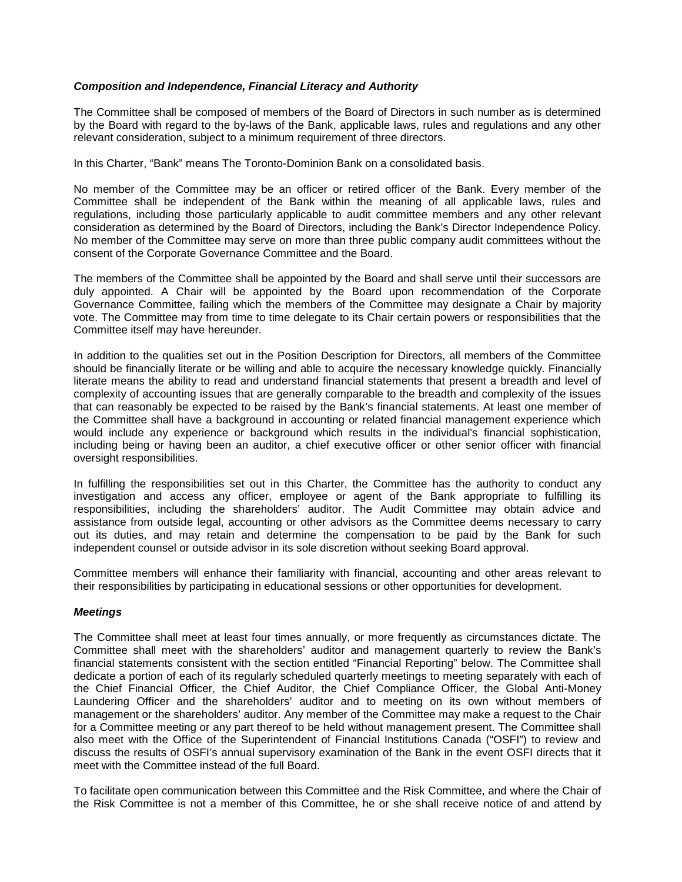***Composition and Independence, Financial Literacy and Authority***

The Committee shall be composed of members of the Board of Directors in such number as is determined by the Board with regard to the by-laws of the Bank, applicable laws, rules and regulations and any other relevant consideration, subject to a minimum requirement of three directors.

In this Charter, "Bank" means The Toronto-Dominion Bank on a consolidated basis.

No member of the Committee may be an officer or retired officer of the Bank. Every member of the Committee shall be independent of the Bank within the meaning of all applicable laws, rules and regulations, including those particularly applicable to audit committee members and any other relevant consideration as determined by the Board of Directors, including the Bank's Director Independence Policy. No member of the Committee may serve on more than three public company audit committees without the consent of the Corporate Governance Committee and the Board.

The members of the Committee shall be appointed by the Board and shall serve until their successors are duly appointed. A Chair will be appointed by the Board upon recommendation of the Corporate Governance Committee, failing which the members of the Committee may designate a Chair by majority vote. The Committee may from time to time delegate to its Chair certain powers or responsibilities that the Committee itself may have hereunder.

In addition to the qualities set out in the Position Description for Directors, all members of the Committee should be financially literate or be willing and able to acquire the necessary knowledge quickly. Financially literate means the ability to read and understand financial statements that present a breadth and level of complexity of accounting issues that are generally comparable to the breadth and complexity of the issues that can reasonably be expected to be raised by the Bank's financial statements. At least one member of the Committee shall have a background in accounting or related financial management experience which would include any experience or background which results in the individual's financial sophistication, including being or having been an auditor, a chief executive officer or other senior officer with financial oversight responsibilities.

In fulfilling the responsibilities set out in this Charter, the Committee has the authority to conduct any investigation and access any officer, employee or agent of the Bank appropriate to fulfilling its responsibilities, including the shareholders' auditor. The Audit Committee may obtain advice and assistance from outside legal, accounting or other advisors as the Committee deems necessary to carry out its duties, and may retain and determine the compensation to be paid by the Bank for such independent counsel or outside advisor in its sole discretion without seeking Board approval.

Committee members will enhance their familiarity with financial, accounting and other areas relevant to their responsibilities by participating in educational sessions or other opportunities for development.

***Meetings***

The Committee shall meet at least four times annually, or more frequently as circumstances dictate. The Committee shall meet with the shareholders' auditor and management quarterly to review the Bank's financial statements consistent with the section entitled "Financial Reporting" below. The Committee shall dedicate a portion of each of its regularly scheduled quarterly meetings to meeting separately with each of the Chief Financial Officer, the Chief Auditor, the Chief Compliance Officer, the Global Anti-Money Laundering Officer and the shareholders' auditor and to meeting on its own without members of management or the shareholders' auditor. Any member of the Committee may make a request to the Chair for a Committee meeting or any part thereof to be held without management present. The Committee shall also meet with the Office of the Superintendent of Financial Institutions Canada ("OSFI") to review and discuss the results of OSFI's annual supervisory examination of the Bank in the event OSFI directs that it meet with the Committee instead of the full Board.

To facilitate open communication between this Committee and the Risk Committee, and where the Chair of the Risk Committee is not a member of this Committee, he or she shall receive notice of and attend by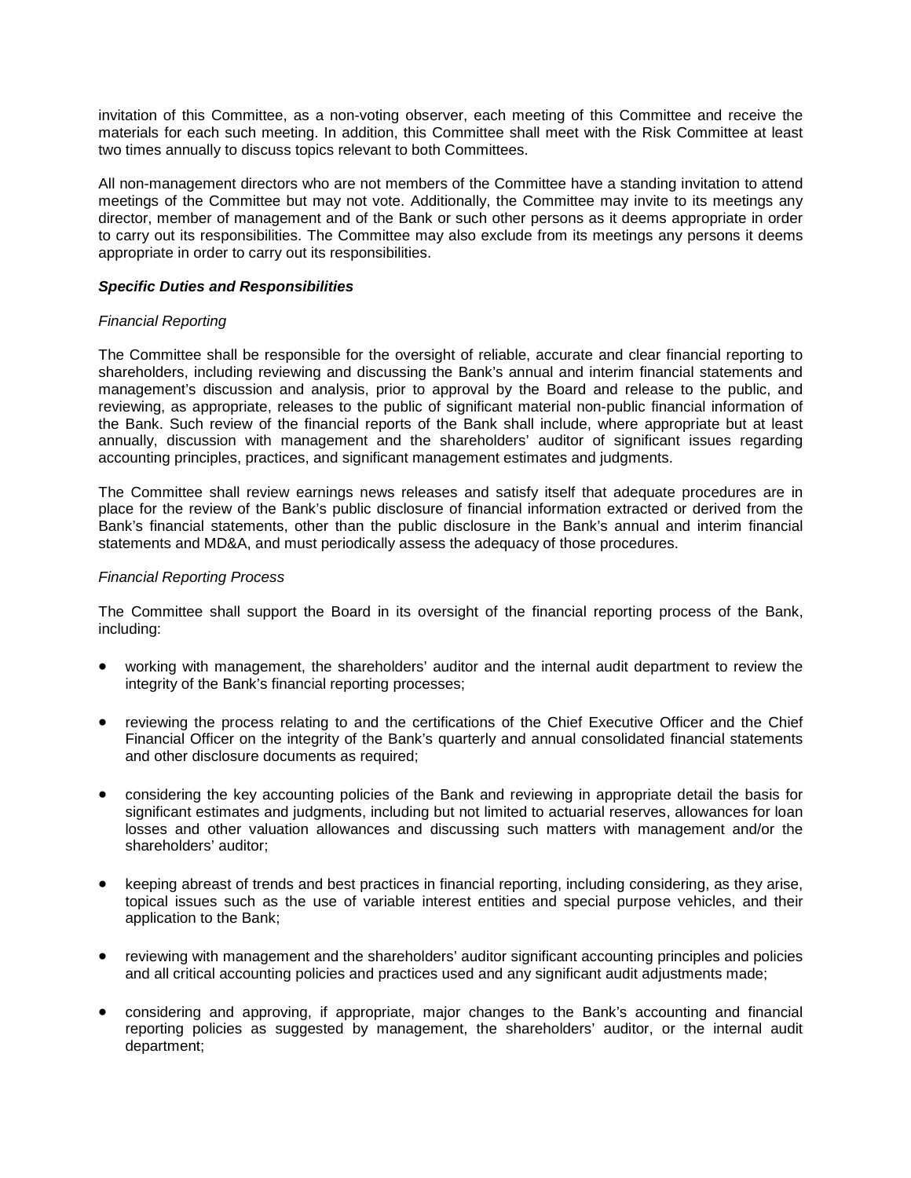invitation of this Committee, as a non-voting observer, each meeting of this Committee and receive the materials for each such meeting. In addition, this Committee shall meet with the Risk Committee at least two times annually to discuss topics relevant to both Committees.

All non-management directors who are not members of the Committee have a standing invitation to attend meetings of the Committee but may not vote. Additionally, the Committee may invite to its meetings any director, member of management and of the Bank or such other persons as it deems appropriate in order to carry out its responsibilities. The Committee may also exclude from its meetings any persons it deems appropriate in order to carry out its responsibilities.

***Specific Duties and Responsibilities***

*Financial Reporting*

The Committee shall be responsible for the oversight of reliable, accurate and clear financial reporting to shareholders, including reviewing and discussing the Bank's annual and interim financial statements and management's discussion and analysis, prior to approval by the Board and release to the public, and reviewing, as appropriate, releases to the public of significant material non-public financial information of the Bank. Such review of the financial reports of the Bank shall include, where appropriate but at least annually, discussion with management and the shareholders' auditor of significant issues regarding accounting principles, practices, and significant management estimates and judgments.

The Committee shall review earnings news releases and satisfy itself that adequate procedures are in place for the review of the Bank's public disclosure of financial information extracted or derived from the Bank's financial statements, other than the public disclosure in the Bank's annual and interim financial statements and MD&A, and must periodically assess the adequacy of those procedures.

*Financial Reporting Process*

The Committee shall support the Board in its oversight of the financial reporting process of the Bank, including:

- working with management, the shareholders' auditor and the internal audit department to review the integrity of the Bank's financial reporting processes;
- reviewing the process relating to and the certifications of the Chief Executive Officer and the Chief Financial Officer on the integrity of the Bank's quarterly and annual consolidated financial statements and other disclosure documents as required;
- considering the key accounting policies of the Bank and reviewing in appropriate detail the basis for significant estimates and judgments, including but not limited to actuarial reserves, allowances for loan losses and other valuation allowances and discussing such matters with management and/or the shareholders' auditor;
- keeping abreast of trends and best practices in financial reporting, including considering, as they arise, topical issues such as the use of variable interest entities and special purpose vehicles, and their application to the Bank;
- reviewing with management and the shareholders' auditor significant accounting principles and policies and all critical accounting policies and practices used and any significant audit adjustments made;
- considering and approving, if appropriate, major changes to the Bank's accounting and financial reporting policies as suggested by management, the shareholders' auditor, or the internal audit department;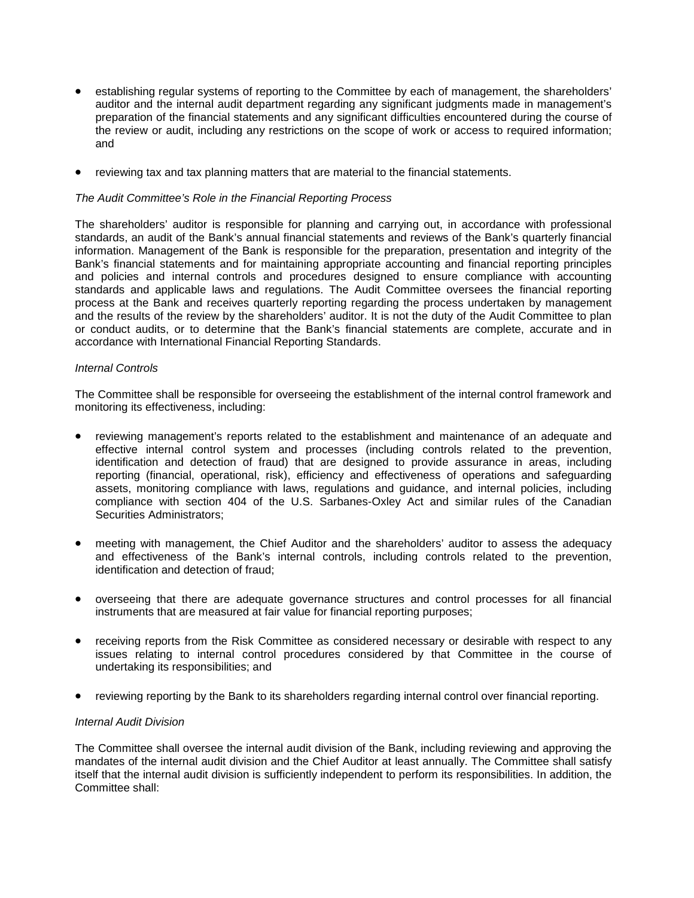- establishing regular systems of reporting to the Committee by each of management, the shareholders' auditor and the internal audit department regarding any significant judgments made in management's preparation of the financial statements and any significant difficulties encountered during the course of the review or audit, including any restrictions on the scope of work or access to required information; and

- reviewing tax and tax planning matters that are material to the financial statements.

*The Audit Committee's Role in the Financial Reporting Process*

The shareholders' auditor is responsible for planning and carrying out, in accordance with professional standards, an audit of the Bank's annual financial statements and reviews of the Bank's quarterly financial information. Management of the Bank is responsible for the preparation, presentation and integrity of the Bank's financial statements and for maintaining appropriate accounting and financial reporting principles and policies and internal controls and procedures designed to ensure compliance with accounting standards and applicable laws and regulations. The Audit Committee oversees the financial reporting process at the Bank and receives quarterly reporting regarding the process undertaken by management and the results of the review by the shareholders' auditor. It is not the duty of the Audit Committee to plan or conduct audits, or to determine that the Bank's financial statements are complete, accurate and in accordance with International Financial Reporting Standards.

*Internal Controls*

The Committee shall be responsible for overseeing the establishment of the internal control framework and monitoring its effectiveness, including:

- reviewing management's reports related to the establishment and maintenance of an adequate and effective internal control system and processes (including controls related to the prevention, identification and detection of fraud) that are designed to provide assurance in areas, including reporting (financial, operational, risk), efficiency and effectiveness of operations and safeguarding assets, monitoring compliance with laws, regulations and guidance, and internal policies, including compliance with section 404 of the U.S. Sarbanes-Oxley Act and similar rules of the Canadian Securities Administrators;

- meeting with management, the Chief Auditor and the shareholders' auditor to assess the adequacy and effectiveness of the Bank's internal controls, including controls related to the prevention, identification and detection of fraud;

- overseeing that there are adequate governance structures and control processes for all financial instruments that are measured at fair value for financial reporting purposes;

- receiving reports from the Risk Committee as considered necessary or desirable with respect to any issues relating to internal control procedures considered by that Committee in the course of undertaking its responsibilities; and

- reviewing reporting by the Bank to its shareholders regarding internal control over financial reporting.

*Internal Audit Division*

The Committee shall oversee the internal audit division of the Bank, including reviewing and approving the mandates of the internal audit division and the Chief Auditor at least annually. The Committee shall satisfy itself that the internal audit division is sufficiently independent to perform its responsibilities. In addition, the Committee shall: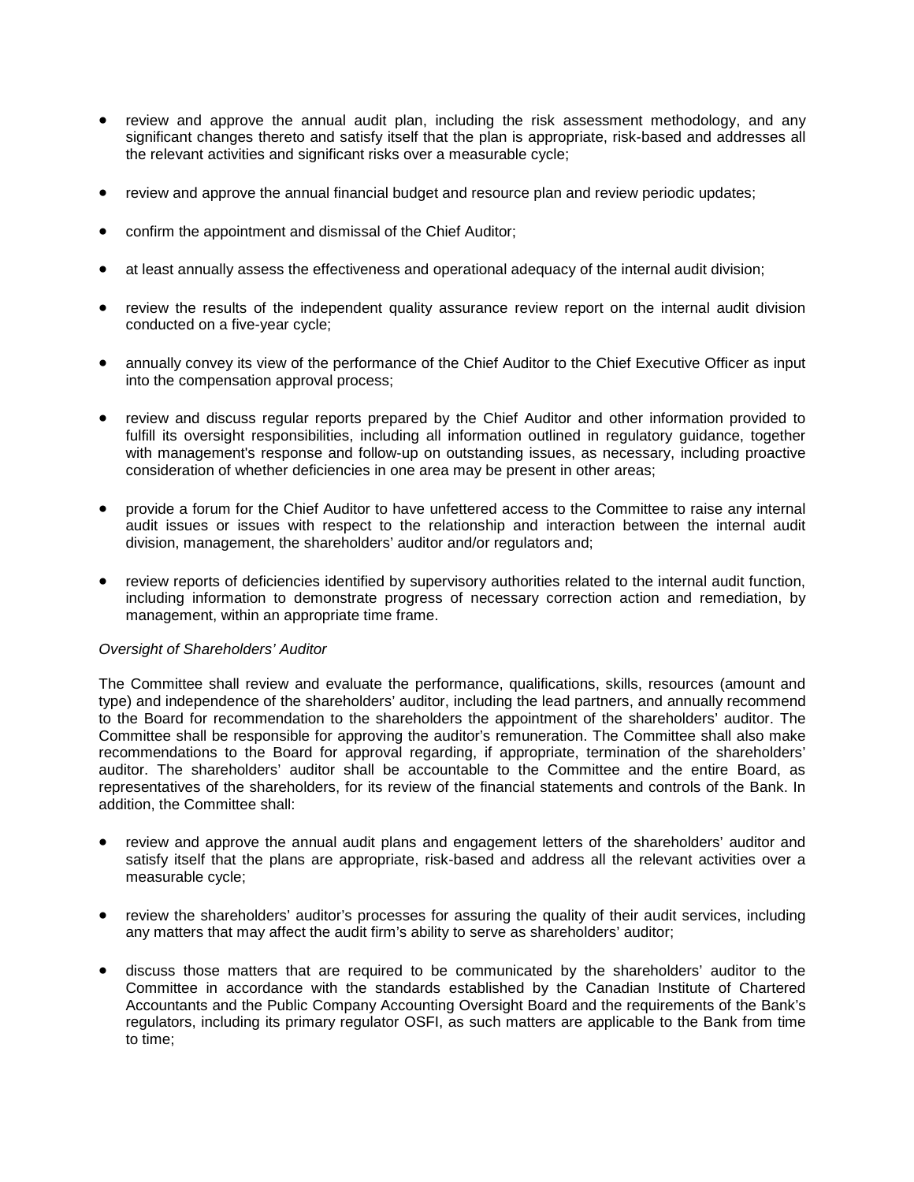- review and approve the annual audit plan, including the risk assessment methodology, and any significant changes thereto and satisfy itself that the plan is appropriate, risk-based and addresses all the relevant activities and significant risks over a measurable cycle;
- review and approve the annual financial budget and resource plan and review periodic updates;
- confirm the appointment and dismissal of the Chief Auditor;
- at least annually assess the effectiveness and operational adequacy of the internal audit division;
- review the results of the independent quality assurance review report on the internal audit division conducted on a five-year cycle;
- annually convey its view of the performance of the Chief Auditor to the Chief Executive Officer as input into the compensation approval process;
- review and discuss regular reports prepared by the Chief Auditor and other information provided to fulfill its oversight responsibilities, including all information outlined in regulatory guidance, together with management's response and follow-up on outstanding issues, as necessary, including proactive consideration of whether deficiencies in one area may be present in other areas;
- provide a forum for the Chief Auditor to have unfettered access to the Committee to raise any internal audit issues or issues with respect to the relationship and interaction between the internal audit division, management, the shareholders' auditor and/or regulators and;
- review reports of deficiencies identified by supervisory authorities related to the internal audit function, including information to demonstrate progress of necessary correction action and remediation, by management, within an appropriate time frame.

*Oversight of Shareholders' Auditor*

The Committee shall review and evaluate the performance, qualifications, skills, resources (amount and type) and independence of the shareholders' auditor, including the lead partners, and annually recommend to the Board for recommendation to the shareholders the appointment of the shareholders' auditor. The Committee shall be responsible for approving the auditor's remuneration. The Committee shall also make recommendations to the Board for approval regarding, if appropriate, termination of the shareholders' auditor. The shareholders' auditor shall be accountable to the Committee and the entire Board, as representatives of the shareholders, for its review of the financial statements and controls of the Bank. In addition, the Committee shall:

- review and approve the annual audit plans and engagement letters of the shareholders' auditor and satisfy itself that the plans are appropriate, risk-based and address all the relevant activities over a measurable cycle;
- review the shareholders' auditor's processes for assuring the quality of their audit services, including any matters that may affect the audit firm's ability to serve as shareholders' auditor;
- discuss those matters that are required to be communicated by the shareholders' auditor to the Committee in accordance with the standards established by the Canadian Institute of Chartered Accountants and the Public Company Accounting Oversight Board and the requirements of the Bank's regulators, including its primary regulator OSFI, as such matters are applicable to the Bank from time to time;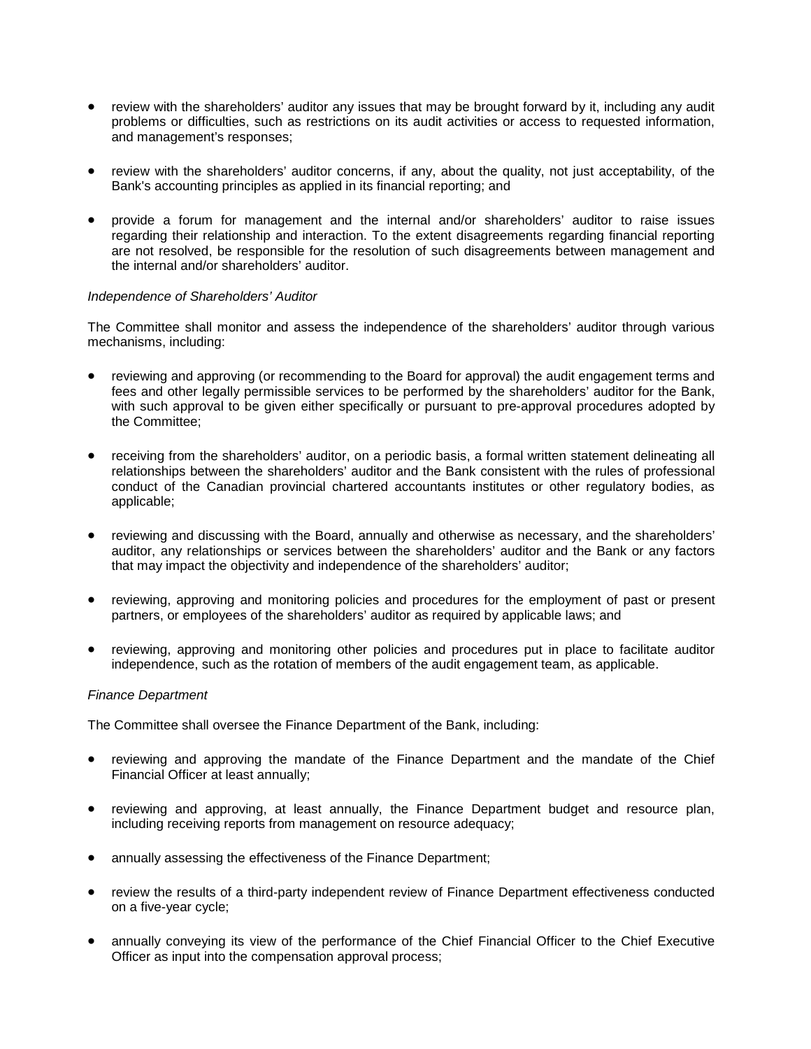- review with the shareholders' auditor any issues that may be brought forward by it, including any audit problems or difficulties, such as restrictions on its audit activities or access to requested information, and management's responses;

- review with the shareholders' auditor concerns, if any, about the quality, not just acceptability, of the Bank's accounting principles as applied in its financial reporting; and

- provide a forum for management and the internal and/or shareholders' auditor to raise issues regarding their relationship and interaction. To the extent disagreements regarding financial reporting are not resolved, be responsible for the resolution of such disagreements between management and the internal and/or shareholders' auditor.

*Independence of Shareholders' Auditor*

The Committee shall monitor and assess the independence of the shareholders' auditor through various mechanisms, including:

- reviewing and approving (or recommending to the Board for approval) the audit engagement terms and fees and other legally permissible services to be performed by the shareholders' auditor for the Bank, with such approval to be given either specifically or pursuant to pre-approval procedures adopted by the Committee;

- receiving from the shareholders' auditor, on a periodic basis, a formal written statement delineating all relationships between the shareholders' auditor and the Bank consistent with the rules of professional conduct of the Canadian provincial chartered accountants institutes or other regulatory bodies, as applicable;

- reviewing and discussing with the Board, annually and otherwise as necessary, and the shareholders' auditor, any relationships or services between the shareholders' auditor and the Bank or any factors that may impact the objectivity and independence of the shareholders' auditor;

- reviewing, approving and monitoring policies and procedures for the employment of past or present partners, or employees of the shareholders' auditor as required by applicable laws; and

- reviewing, approving and monitoring other policies and procedures put in place to facilitate auditor independence, such as the rotation of members of the audit engagement team, as applicable.

*Finance Department*

The Committee shall oversee the Finance Department of the Bank, including:

- reviewing and approving the mandate of the Finance Department and the mandate of the Chief Financial Officer at least annually;

- reviewing and approving, at least annually, the Finance Department budget and resource plan, including receiving reports from management on resource adequacy;

- annually assessing the effectiveness of the Finance Department;

- review the results of a third-party independent review of Finance Department effectiveness conducted on a five-year cycle;

- annually conveying its view of the performance of the Chief Financial Officer to the Chief Executive Officer as input into the compensation approval process;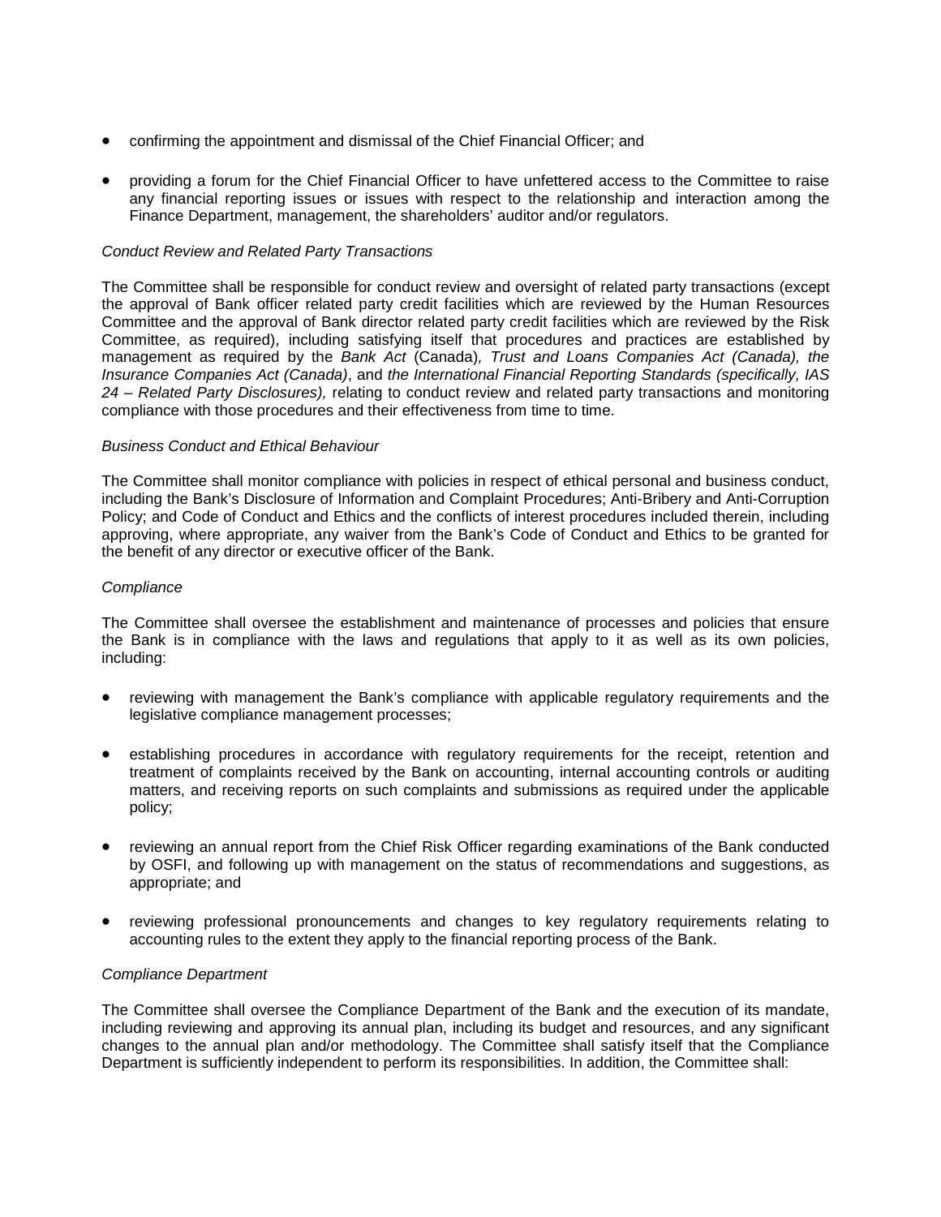- confirming the appointment and dismissal of the Chief Financial Officer; and
- providing a forum for the Chief Financial Officer to have unfettered access to the Committee to raise any financial reporting issues or issues with respect to the relationship and interaction among the Finance Department, management, the shareholders' auditor and/or regulators.

*Conduct Review and Related Party Transactions*

The Committee shall be responsible for conduct review and oversight of related party transactions (except the approval of Bank officer related party credit facilities which are reviewed by the Human Resources Committee and the approval of Bank director related party credit facilities which are reviewed by the Risk Committee, as required), including satisfying itself that procedures and practices are established by management as required by the *Bank Act* (Canada)*, Trust and Loans Companies Act (Canada), the Insurance Companies Act (Canada)*, and *the International Financial Reporting Standards (specifically, IAS 24 – Related Party Disclosures),* relating to conduct review and related party transactions and monitoring compliance with those procedures and their effectiveness from time to time.

*Business Conduct and Ethical Behaviour*

The Committee shall monitor compliance with policies in respect of ethical personal and business conduct, including the Bank's Disclosure of Information and Complaint Procedures; Anti-Bribery and Anti-Corruption Policy; and Code of Conduct and Ethics and the conflicts of interest procedures included therein, including approving, where appropriate, any waiver from the Bank's Code of Conduct and Ethics to be granted for the benefit of any director or executive officer of the Bank.

*Compliance*

The Committee shall oversee the establishment and maintenance of processes and policies that ensure the Bank is in compliance with the laws and regulations that apply to it as well as its own policies, including:

- reviewing with management the Bank's compliance with applicable regulatory requirements and the legislative compliance management processes;
- establishing procedures in accordance with regulatory requirements for the receipt, retention and treatment of complaints received by the Bank on accounting, internal accounting controls or auditing matters, and receiving reports on such complaints and submissions as required under the applicable policy;
- reviewing an annual report from the Chief Risk Officer regarding examinations of the Bank conducted by OSFI, and following up with management on the status of recommendations and suggestions, as appropriate; and
- reviewing professional pronouncements and changes to key regulatory requirements relating to accounting rules to the extent they apply to the financial reporting process of the Bank.

*Compliance Department*

The Committee shall oversee the Compliance Department of the Bank and the execution of its mandate, including reviewing and approving its annual plan, including its budget and resources, and any significant changes to the annual plan and/or methodology. The Committee shall satisfy itself that the Compliance Department is sufficiently independent to perform its responsibilities. In addition, the Committee shall: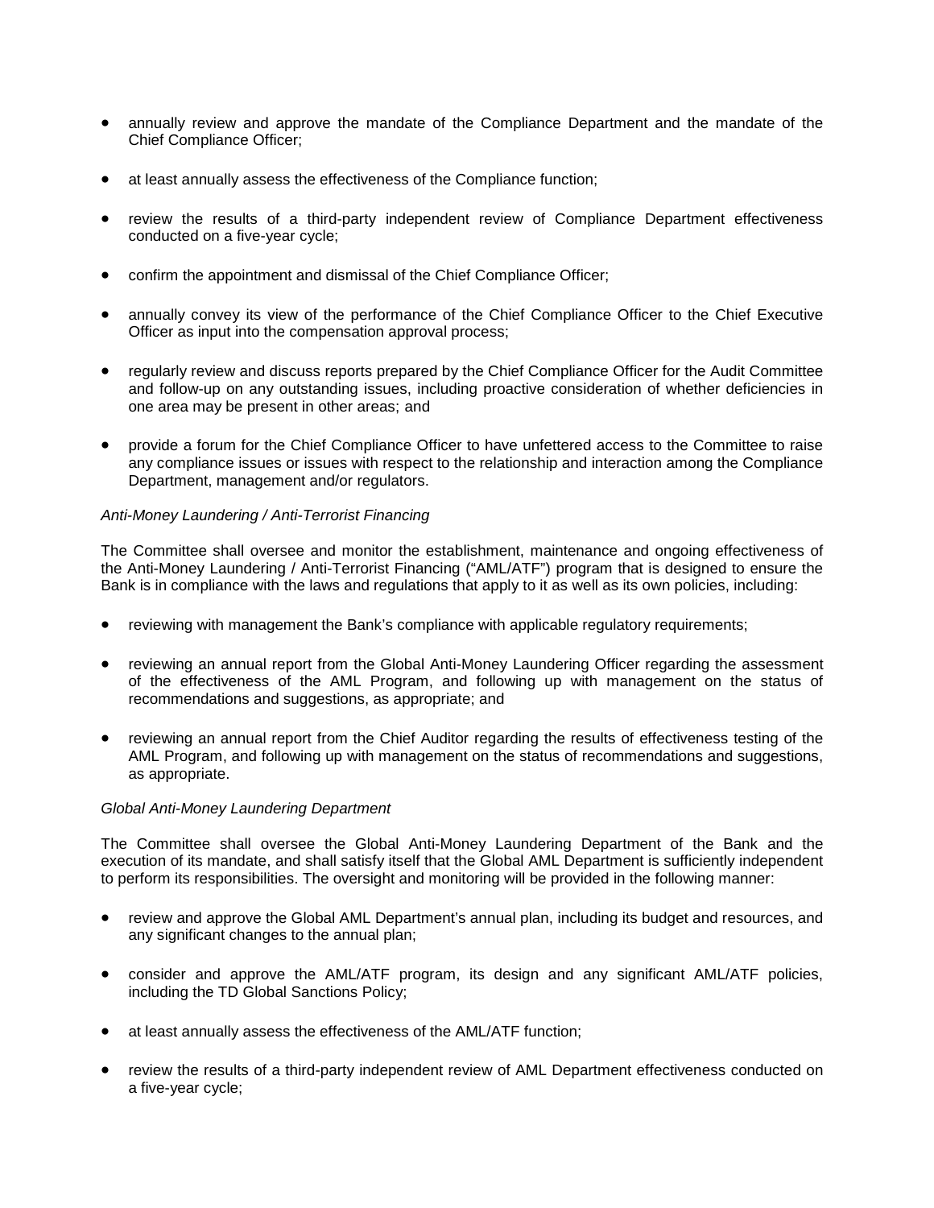- annually review and approve the mandate of the Compliance Department and the mandate of the Chief Compliance Officer;
- at least annually assess the effectiveness of the Compliance function;
- review the results of a third-party independent review of Compliance Department effectiveness conducted on a five-year cycle;
- confirm the appointment and dismissal of the Chief Compliance Officer;
- annually convey its view of the performance of the Chief Compliance Officer to the Chief Executive Officer as input into the compensation approval process;
- regularly review and discuss reports prepared by the Chief Compliance Officer for the Audit Committee and follow-up on any outstanding issues, including proactive consideration of whether deficiencies in one area may be present in other areas; and
- provide a forum for the Chief Compliance Officer to have unfettered access to the Committee to raise any compliance issues or issues with respect to the relationship and interaction among the Compliance Department, management and/or regulators.

*Anti-Money Laundering / Anti-Terrorist Financing*

The Committee shall oversee and monitor the establishment, maintenance and ongoing effectiveness of the Anti-Money Laundering / Anti-Terrorist Financing ("AML/ATF") program that is designed to ensure the Bank is in compliance with the laws and regulations that apply to it as well as its own policies, including:

- reviewing with management the Bank's compliance with applicable regulatory requirements;
- reviewing an annual report from the Global Anti-Money Laundering Officer regarding the assessment of the effectiveness of the AML Program, and following up with management on the status of recommendations and suggestions, as appropriate; and
- reviewing an annual report from the Chief Auditor regarding the results of effectiveness testing of the AML Program, and following up with management on the status of recommendations and suggestions, as appropriate.

*Global Anti-Money Laundering Department*

The Committee shall oversee the Global Anti-Money Laundering Department of the Bank and the execution of its mandate, and shall satisfy itself that the Global AML Department is sufficiently independent to perform its responsibilities. The oversight and monitoring will be provided in the following manner:

- review and approve the Global AML Department's annual plan, including its budget and resources, and any significant changes to the annual plan;
- consider and approve the AML/ATF program, its design and any significant AML/ATF policies, including the TD Global Sanctions Policy;
- at least annually assess the effectiveness of the AML/ATF function;
- review the results of a third-party independent review of AML Department effectiveness conducted on a five-year cycle;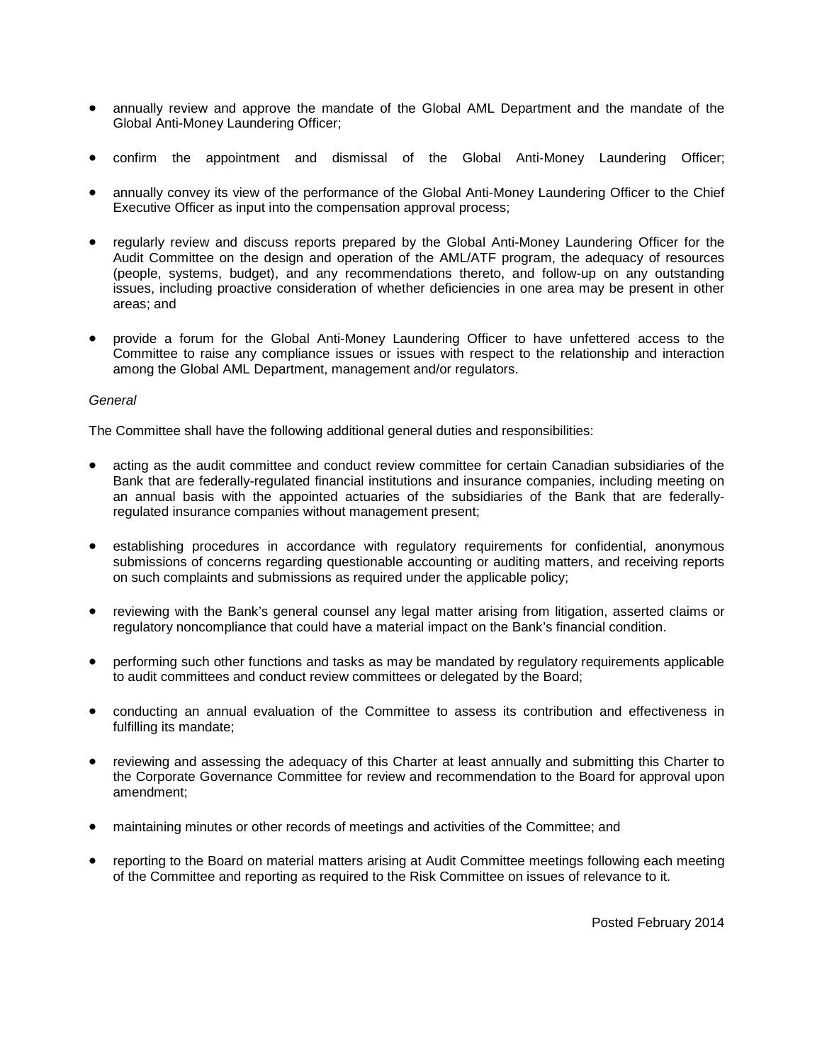- annually review and approve the mandate of the Global AML Department and the mandate of the Global Anti-Money Laundering Officer;
- confirm the appointment and dismissal of the Global Anti-Money Laundering Officer;
- annually convey its view of the performance of the Global Anti-Money Laundering Officer to the Chief Executive Officer as input into the compensation approval process;
- regularly review and discuss reports prepared by the Global Anti-Money Laundering Officer for the Audit Committee on the design and operation of the AML/ATF program, the adequacy of resources (people, systems, budget), and any recommendations thereto, and follow-up on any outstanding issues, including proactive consideration of whether deficiencies in one area may be present in other areas; and
- provide a forum for the Global Anti-Money Laundering Officer to have unfettered access to the Committee to raise any compliance issues or issues with respect to the relationship and interaction among the Global AML Department, management and/or regulators.

*General*

The Committee shall have the following additional general duties and responsibilities:

- acting as the audit committee and conduct review committee for certain Canadian subsidiaries of the Bank that are federally-regulated financial institutions and insurance companies, including meeting on an annual basis with the appointed actuaries of the subsidiaries of the Bank that are federally-regulated insurance companies without management present;
- establishing procedures in accordance with regulatory requirements for confidential, anonymous submissions of concerns regarding questionable accounting or auditing matters, and receiving reports on such complaints and submissions as required under the applicable policy;
- reviewing with the Bank's general counsel any legal matter arising from litigation, asserted claims or regulatory noncompliance that could have a material impact on the Bank's financial condition.
- performing such other functions and tasks as may be mandated by regulatory requirements applicable to audit committees and conduct review committees or delegated by the Board;
- conducting an annual evaluation of the Committee to assess its contribution and effectiveness in fulfilling its mandate;
- reviewing and assessing the adequacy of this Charter at least annually and submitting this Charter to the Corporate Governance Committee for review and recommendation to the Board for approval upon amendment;
- maintaining minutes or other records of meetings and activities of the Committee; and
- reporting to the Board on material matters arising at Audit Committee meetings following each meeting of the Committee and reporting as required to the Risk Committee on issues of relevance to it.

Posted February 2014